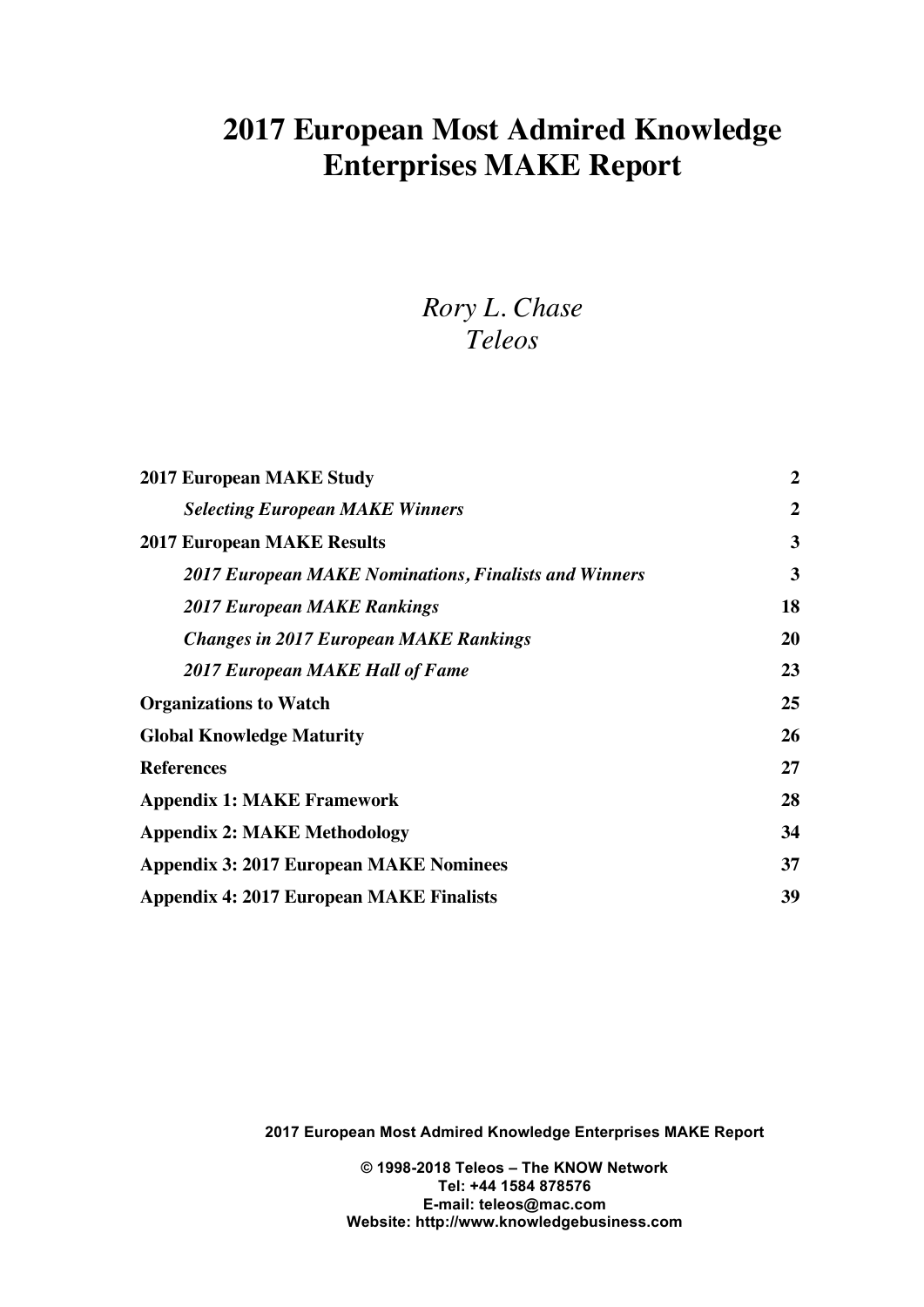# 2017 European Most Admired Knowledge Enterprises MAKE Report

*Rory L. Chase*
*Teleos*

| | |
|---|---|
| **2017 European MAKE Study** | **2** |
| ***Selecting European MAKE Winners*** | **2** |
| **2017 European MAKE Results** | **3** |
| ***2017 European MAKE Nominations, Finalists and Winners*** | **3** |
| ***2017 European MAKE Rankings*** | **18** |
| ***Changes in 2017 European MAKE Rankings*** | **20** |
| ***2017 European MAKE Hall of Fame*** | **23** |
| **Organizations to Watch** | **25** |
| **Global Knowledge Maturity** | **26** |
| **References** | **27** |
| **Appendix 1: MAKE Framework** | **28** |
| **Appendix 2: MAKE Methodology** | **34** |
| **Appendix 3: 2017 European MAKE Nominees** | **37** |
| **Appendix 4: 2017 European MAKE Finalists** | **39** |

**2017 European Most Admired Knowledge Enterprises MAKE Report**

**© 1998-2018 Teleos – The KNOW Network**
**Tel: +44 1584 878576**
**E-mail: teleos@mac.com**
**Website: http://www.knowledgebusiness.com**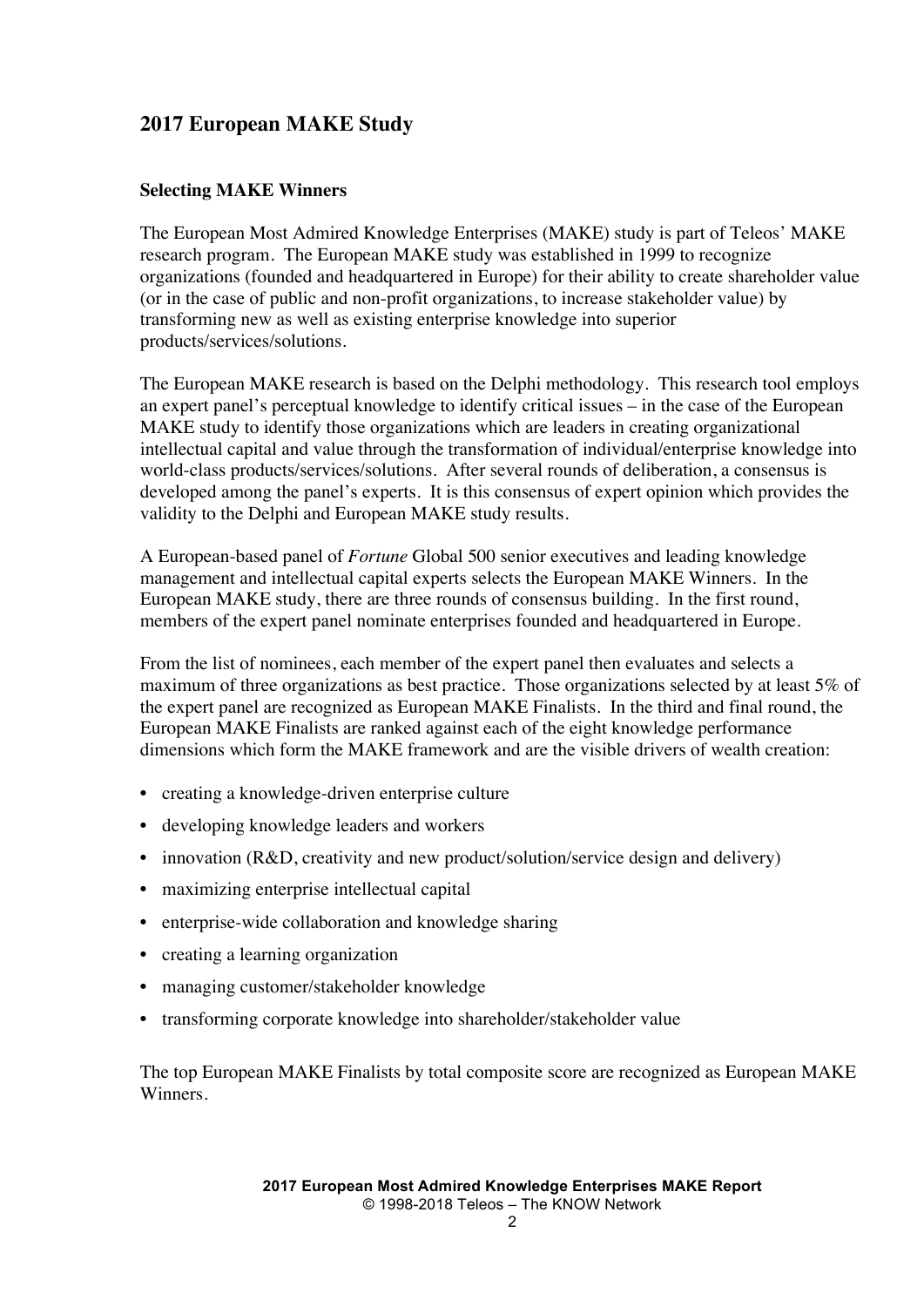## 2017 European MAKE Study

### Selecting MAKE Winners

The European Most Admired Knowledge Enterprises (MAKE) study is part of Teleos' MAKE research program. The European MAKE study was established in 1999 to recognize organizations (founded and headquartered in Europe) for their ability to create shareholder value (or in the case of public and non-profit organizations, to increase stakeholder value) by transforming new as well as existing enterprise knowledge into superior products/services/solutions.

The European MAKE research is based on the Delphi methodology. This research tool employs an expert panel's perceptual knowledge to identify critical issues – in the case of the European MAKE study to identify those organizations which are leaders in creating organizational intellectual capital and value through the transformation of individual/enterprise knowledge into world-class products/services/solutions. After several rounds of deliberation, a consensus is developed among the panel's experts. It is this consensus of expert opinion which provides the validity to the Delphi and European MAKE study results.

A European-based panel of *Fortune* Global 500 senior executives and leading knowledge management and intellectual capital experts selects the European MAKE Winners. In the European MAKE study, there are three rounds of consensus building. In the first round, members of the expert panel nominate enterprises founded and headquartered in Europe.

From the list of nominees, each member of the expert panel then evaluates and selects a maximum of three organizations as best practice. Those organizations selected by at least 5% of the expert panel are recognized as European MAKE Finalists. In the third and final round, the European MAKE Finalists are ranked against each of the eight knowledge performance dimensions which form the MAKE framework and are the visible drivers of wealth creation:

- creating a knowledge-driven enterprise culture
- developing knowledge leaders and workers
- innovation (R&D, creativity and new product/solution/service design and delivery)
- maximizing enterprise intellectual capital
- enterprise-wide collaboration and knowledge sharing
- creating a learning organization
- managing customer/stakeholder knowledge
- transforming corporate knowledge into shareholder/stakeholder value

The top European MAKE Finalists by total composite score are recognized as European MAKE Winners.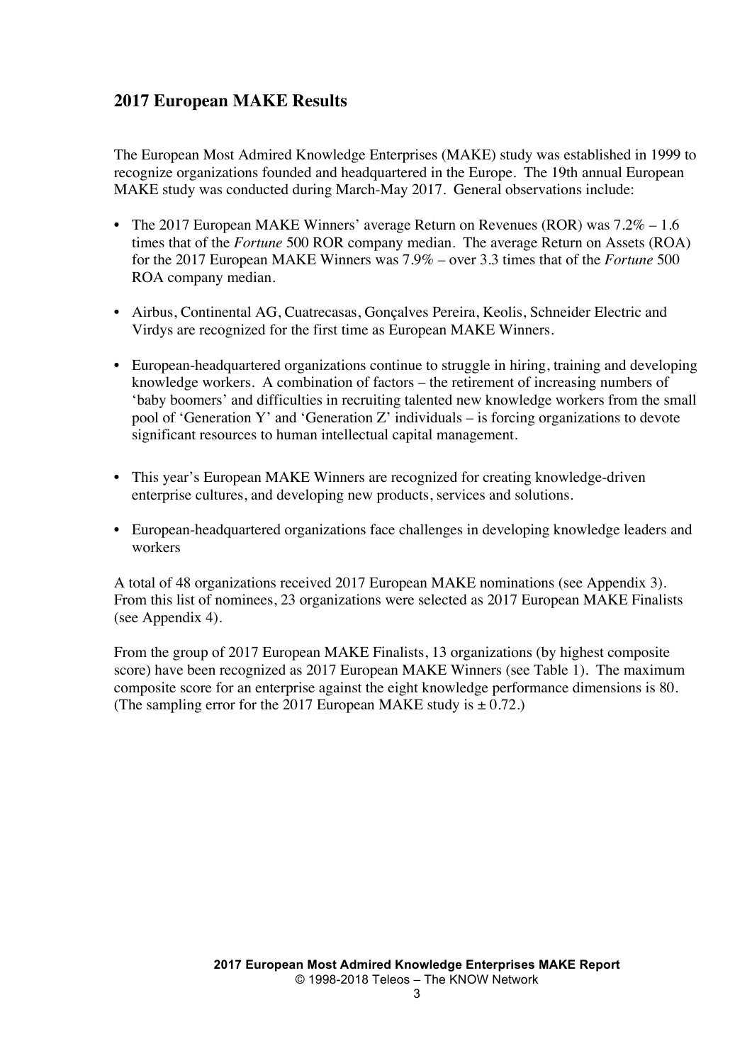## 2017 European MAKE Results

The European Most Admired Knowledge Enterprises (MAKE) study was established in 1999 to recognize organizations founded and headquartered in the Europe. The 19th annual European MAKE study was conducted during March-May 2017. General observations include:

- The 2017 European MAKE Winners' average Return on Revenues (ROR) was 7.2% – 1.6 times that of the *Fortune* 500 ROR company median. The average Return on Assets (ROA) for the 2017 European MAKE Winners was 7.9% – over 3.3 times that of the *Fortune* 500 ROA company median.
- Airbus, Continental AG, Cuatrecasas, Gonçalves Pereira, Keolis, Schneider Electric and Virdys are recognized for the first time as European MAKE Winners.
- European-headquartered organizations continue to struggle in hiring, training and developing knowledge workers. A combination of factors – the retirement of increasing numbers of 'baby boomers' and difficulties in recruiting talented new knowledge workers from the small pool of 'Generation Y' and 'Generation Z' individuals – is forcing organizations to devote significant resources to human intellectual capital management.
- This year's European MAKE Winners are recognized for creating knowledge-driven enterprise cultures, and developing new products, services and solutions.
- European-headquartered organizations face challenges in developing knowledge leaders and workers

A total of 48 organizations received 2017 European MAKE nominations (see Appendix 3). From this list of nominees, 23 organizations were selected as 2017 European MAKE Finalists (see Appendix 4).

From the group of 2017 European MAKE Finalists, 13 organizations (by highest composite score) have been recognized as 2017 European MAKE Winners (see Table 1). The maximum composite score for an enterprise against the eight knowledge performance dimensions is 80. (The sampling error for the 2017 European MAKE study is ± 0.72.)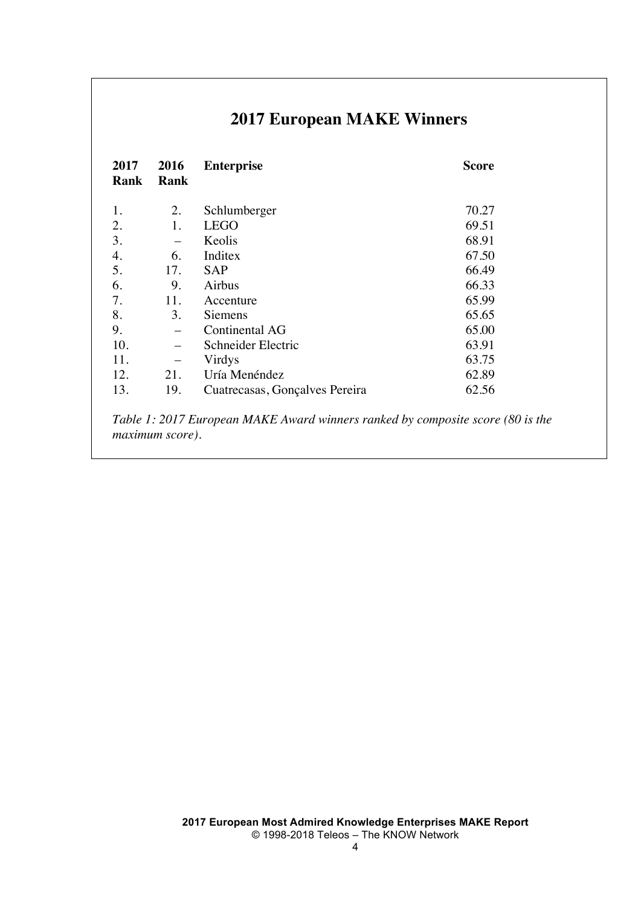## 2017 European MAKE Winners

| 2017 Rank | 2016 Rank | Enterprise | Score |
|---|---|---|---|
| 1. | 2. | Schlumberger | 70.27 |
| 2. | 1. | LEGO | 69.51 |
| 3. | – | Keolis | 68.91 |
| 4. | 6. | Inditex | 67.50 |
| 5. | 17. | SAP | 66.49 |
| 6. | 9. | Airbus | 66.33 |
| 7. | 11. | Accenture | 65.99 |
| 8. | 3. | Siemens | 65.65 |
| 9. | – | Continental AG | 65.00 |
| 10. | – | Schneider Electric | 63.91 |
| 11. | – | Virdys | 63.75 |
| 12. | 21. | Uría Menéndez | 62.89 |
| 13. | 19. | Cuatrecasas, Gonçalves Pereira | 62.56 |

*Table 1: 2017 European MAKE Award winners ranked by composite score (80 is the maximum score).*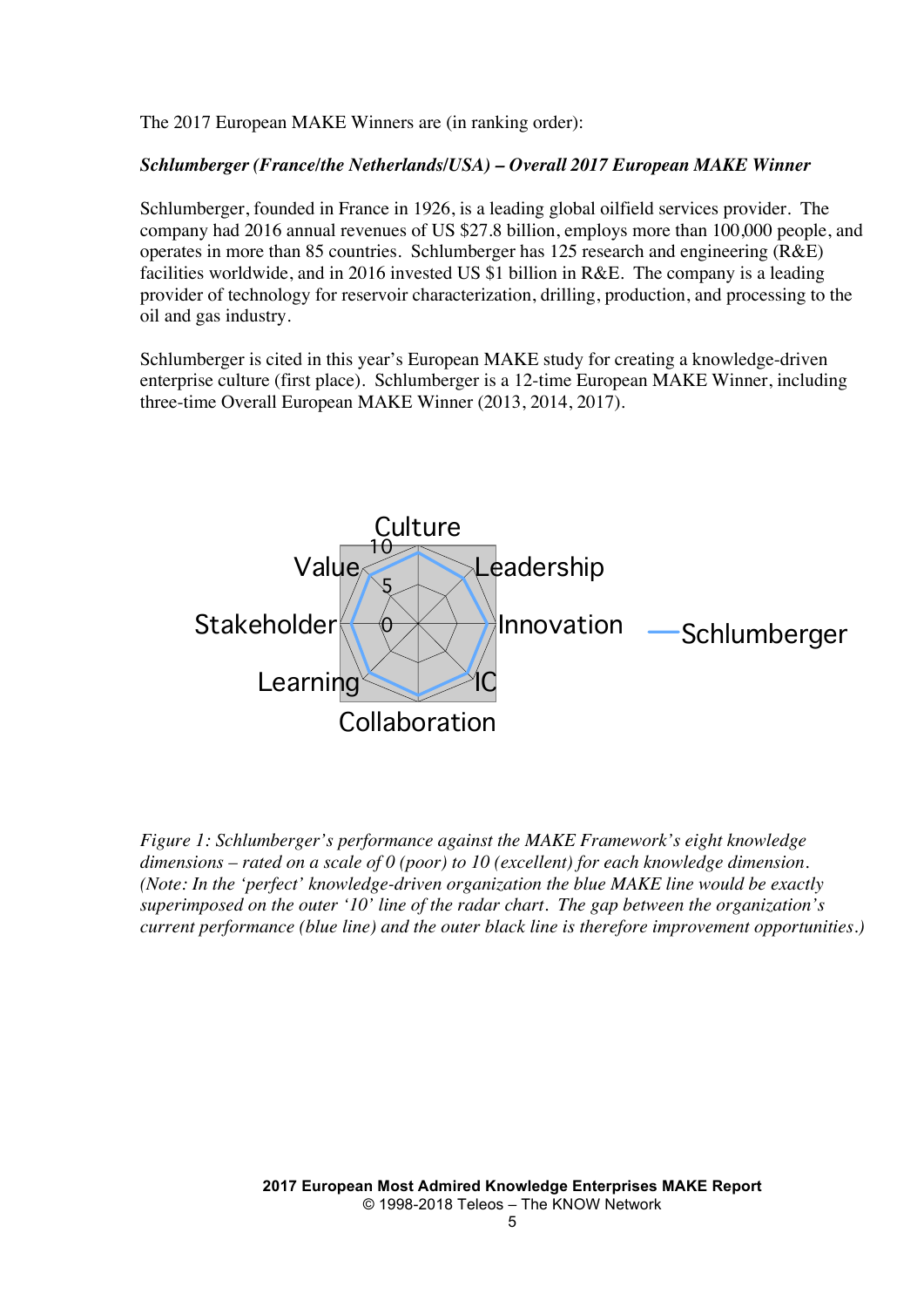The 2017 European MAKE Winners are (in ranking order):

***Schlumberger (France/the Netherlands/USA) – Overall 2017 European MAKE Winner***

Schlumberger, founded in France in 1926, is a leading global oilfield services provider. The company had 2016 annual revenues of US $27.8 billion, employs more than 100,000 people, and operates in more than 85 countries. Schlumberger has 125 research and engineering (R&E) facilities worldwide, and in 2016 invested US $1 billion in R&E. The company is a leading provider of technology for reservoir characterization, drilling, production, and processing to the oil and gas industry.

Schlumberger is cited in this year's European MAKE study for creating a knowledge-driven enterprise culture (first place). Schlumberger is a 12-time European MAKE Winner, including three-time Overall European MAKE Winner (2013, 2014, 2017).

*Figure 1: Schlumberger's performance against the MAKE Framework's eight knowledge dimensions – rated on a scale of 0 (poor) to 10 (excellent) for each knowledge dimension. (Note: In the 'perfect' knowledge-driven organization the blue MAKE line would be exactly superimposed on the outer '10' line of the radar chart. The gap between the organization's current performance (blue line) and the outer black line is therefore improvement opportunities.)*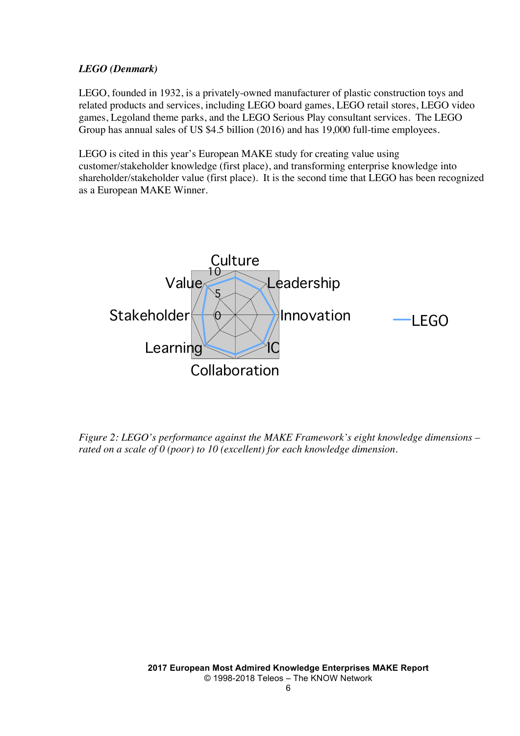***LEGO (Denmark)***

LEGO, founded in 1932, is a privately-owned manufacturer of plastic construction toys and related products and services, including LEGO board games, LEGO retail stores, LEGO video games, Legoland theme parks, and the LEGO Serious Play consultant services. The LEGO Group has annual sales of US $4.5 billion (2016) and has 19,000 full-time employees.

LEGO is cited in this year's European MAKE study for creating value using customer/stakeholder knowledge (first place), and transforming enterprise knowledge into shareholder/stakeholder value (first place). It is the second time that LEGO has been recognized as a European MAKE Winner.

*Figure 2: LEGO's performance against the MAKE Framework's eight knowledge dimensions – rated on a scale of 0 (poor) to 10 (excellent) for each knowledge dimension.*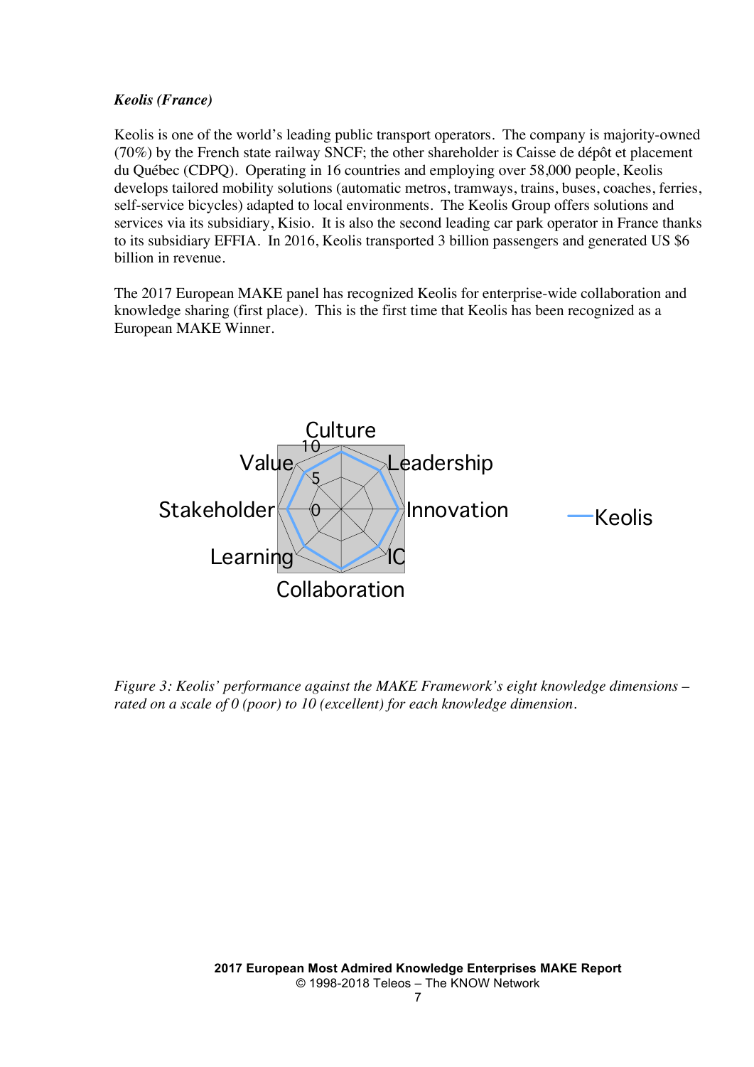***Keolis (France)***

Keolis is one of the world's leading public transport operators. The company is majority-owned (70%) by the French state railway SNCF; the other shareholder is Caisse de dépôt et placement du Québec (CDPQ). Operating in 16 countries and employing over 58,000 people, Keolis develops tailored mobility solutions (automatic metros, tramways, trains, buses, coaches, ferries, self-service bicycles) adapted to local environments. The Keolis Group offers solutions and services via its subsidiary, Kisio. It is also the second leading car park operator in France thanks to its subsidiary EFFIA. In 2016, Keolis transported 3 billion passengers and generated US $6 billion in revenue.

The 2017 European MAKE panel has recognized Keolis for enterprise-wide collaboration and knowledge sharing (first place). This is the first time that Keolis has been recognized as a European MAKE Winner.

*Figure 3: Keolis' performance against the MAKE Framework's eight knowledge dimensions – rated on a scale of 0 (poor) to 10 (excellent) for each knowledge dimension.*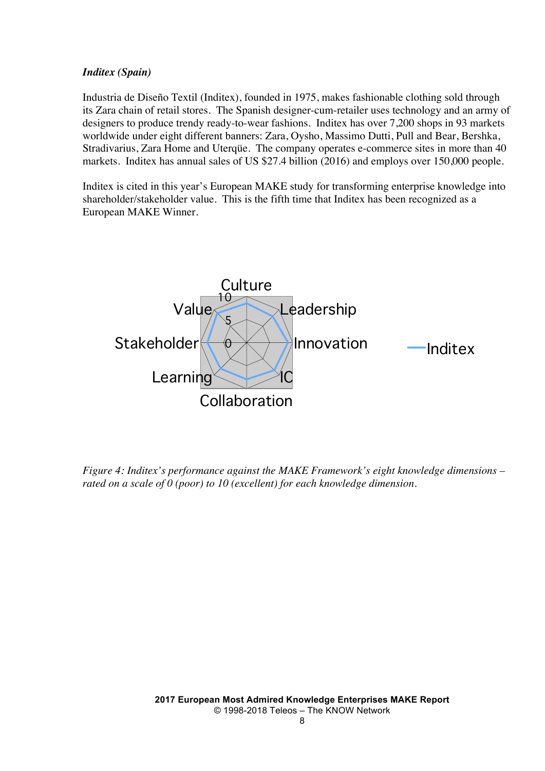***Inditex (Spain)***

Industria de Diseño Textil (Inditex), founded in 1975, makes fashionable clothing sold through its Zara chain of retail stores. The Spanish designer-cum-retailer uses technology and an army of designers to produce trendy ready-to-wear fashions. Inditex has over 7,200 shops in 93 markets worldwide under eight different banners: Zara, Oysho, Massimo Dutti, Pull and Bear, Bershka, Stradivarius, Zara Home and Uterqüe. The company operates e-commerce sites in more than 40 markets. Inditex has annual sales of US $27.4 billion (2016) and employs over 150,000 people.

Inditex is cited in this year's European MAKE study for transforming enterprise knowledge into shareholder/stakeholder value. This is the fifth time that Inditex has been recognized as a European MAKE Winner.

*Figure 4: Inditex's performance against the MAKE Framework's eight knowledge dimensions – rated on a scale of 0 (poor) to 10 (excellent) for each knowledge dimension.*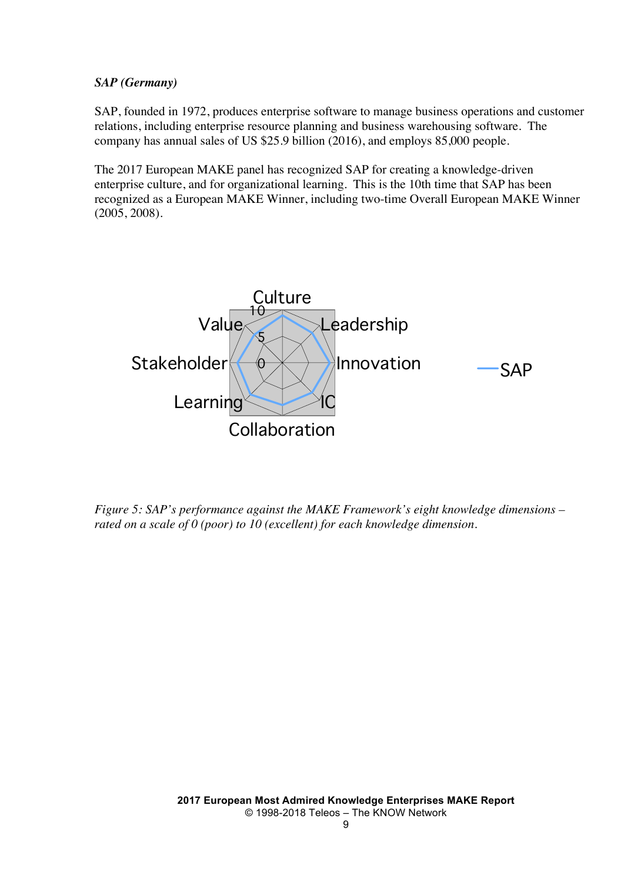***SAP (Germany)***

SAP, founded in 1972, produces enterprise software to manage business operations and customer relations, including enterprise resource planning and business warehousing software. The company has annual sales of US $25.9 billion (2016), and employs 85,000 people.

The 2017 European MAKE panel has recognized SAP for creating a knowledge-driven enterprise culture, and for organizational learning. This is the 10th time that SAP has been recognized as a European MAKE Winner, including two-time Overall European MAKE Winner (2005, 2008).

*Figure 5: SAP's performance against the MAKE Framework's eight knowledge dimensions – rated on a scale of 0 (poor) to 10 (excellent) for each knowledge dimension.*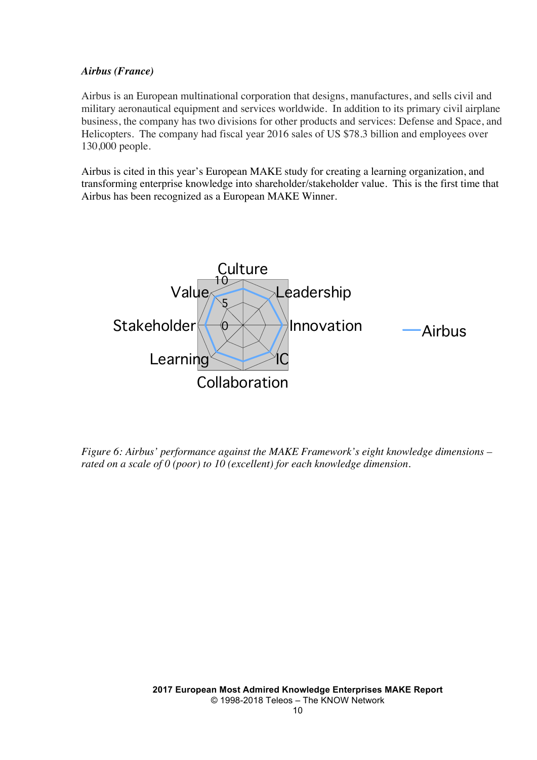***Airbus (France)***

Airbus is an European multinational corporation that designs, manufactures, and sells civil and military aeronautical equipment and services worldwide. In addition to its primary civil airplane business, the company has two divisions for other products and services: Defense and Space, and Helicopters. The company had fiscal year 2016 sales of US $78.3 billion and employees over 130,000 people.

Airbus is cited in this year's European MAKE study for creating a learning organization, and transforming enterprise knowledge into shareholder/stakeholder value. This is the first time that Airbus has been recognized as a European MAKE Winner.

*Figure 6: Airbus' performance against the MAKE Framework's eight knowledge dimensions – rated on a scale of 0 (poor) to 10 (excellent) for each knowledge dimension.*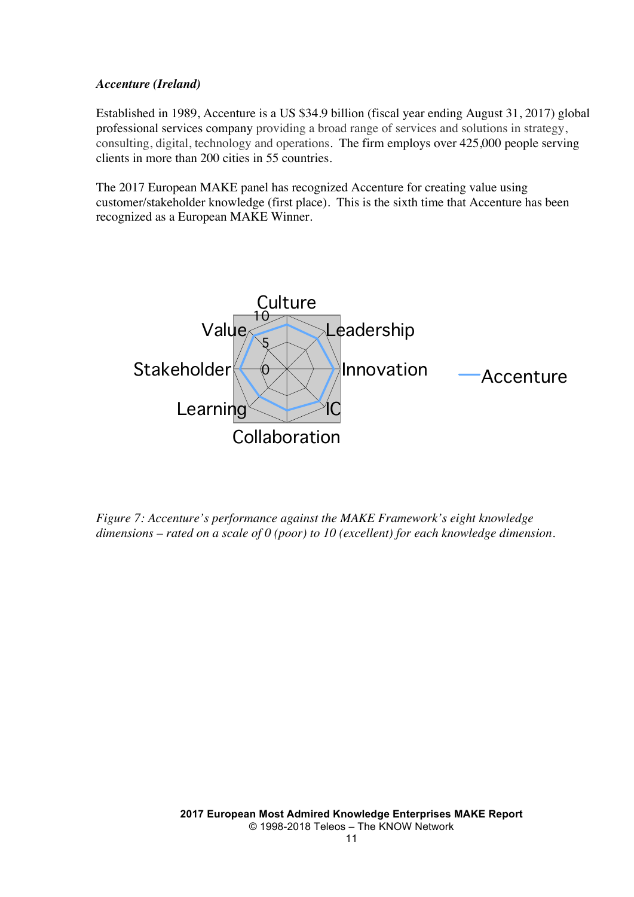***Accenture (Ireland)***

Established in 1989, Accenture is a US $34.9 billion (fiscal year ending August 31, 2017) global professional services company providing a broad range of services and solutions in strategy, consulting, digital, technology and operations. The firm employs over 425,000 people serving clients in more than 200 cities in 55 countries.

The 2017 European MAKE panel has recognized Accenture for creating value using customer/stakeholder knowledge (first place). This is the sixth time that Accenture has been recognized as a European MAKE Winner.

*Figure 7: Accenture's performance against the MAKE Framework's eight knowledge dimensions – rated on a scale of 0 (poor) to 10 (excellent) for each knowledge dimension.*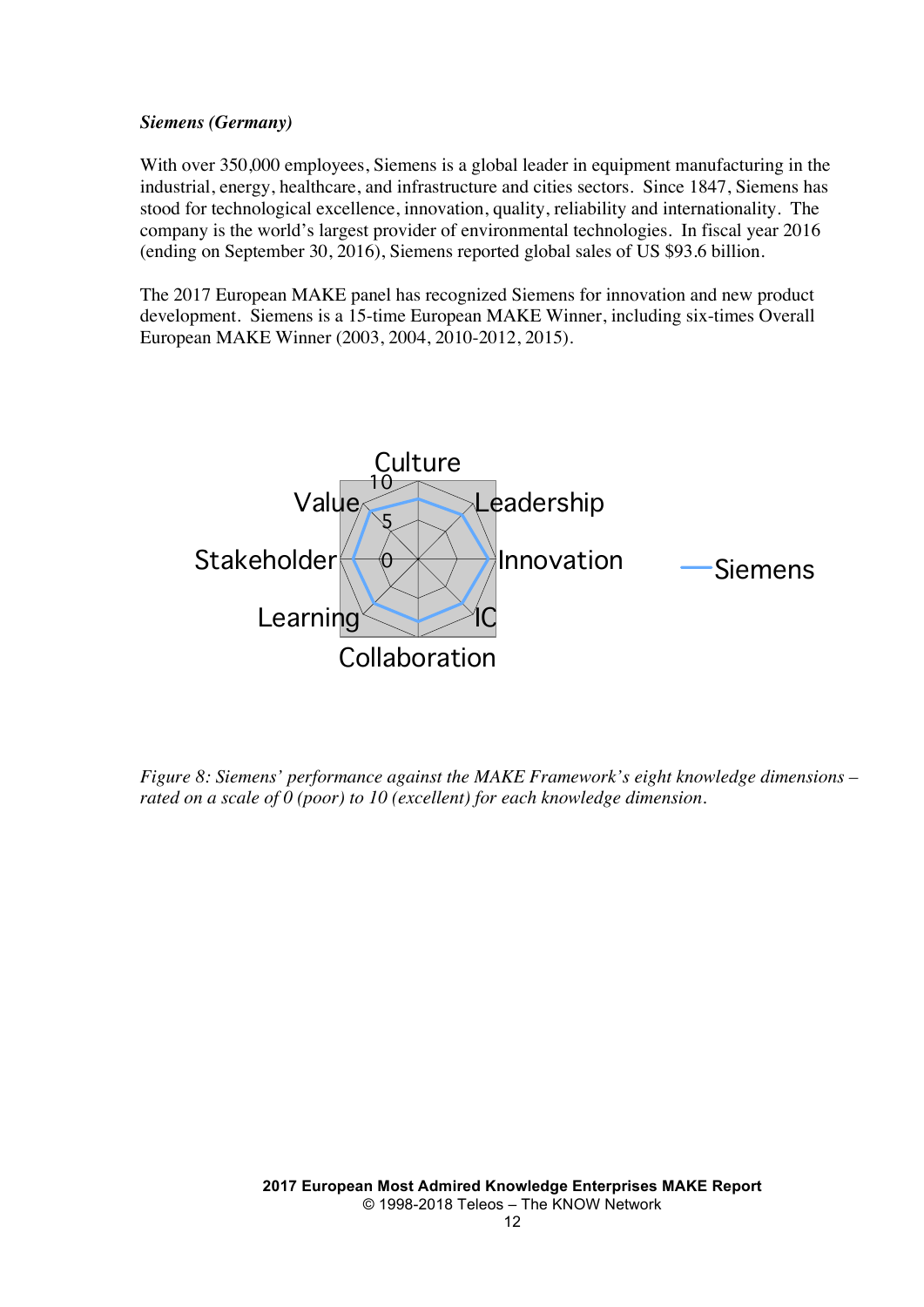***Siemens (Germany)***

With over 350,000 employees, Siemens is a global leader in equipment manufacturing in the industrial, energy, healthcare, and infrastructure and cities sectors. Since 1847, Siemens has stood for technological excellence, innovation, quality, reliability and internationality. The company is the world's largest provider of environmental technologies. In fiscal year 2016 (ending on September 30, 2016), Siemens reported global sales of US $93.6 billion.

The 2017 European MAKE panel has recognized Siemens for innovation and new product development. Siemens is a 15-time European MAKE Winner, including six-times Overall European MAKE Winner (2003, 2004, 2010-2012, 2015).

*Figure 8: Siemens' performance against the MAKE Framework's eight knowledge dimensions – rated on a scale of 0 (poor) to 10 (excellent) for each knowledge dimension.*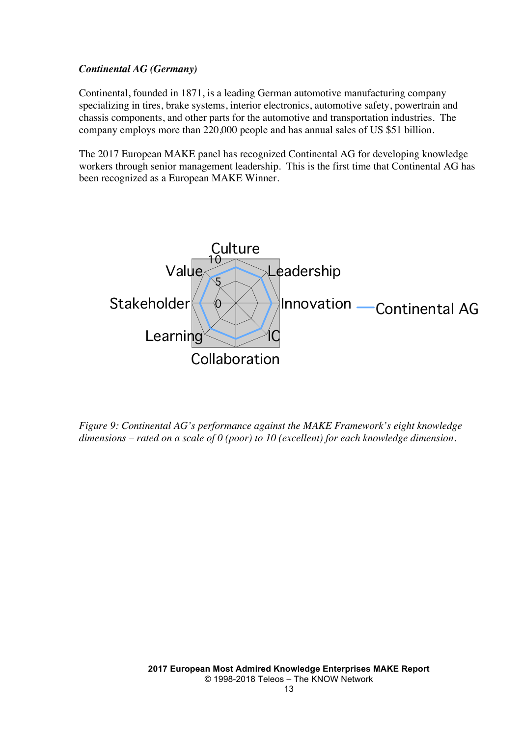***Continental AG (Germany)***

Continental, founded in 1871, is a leading German automotive manufacturing company specializing in tires, brake systems, interior electronics, automotive safety, powertrain and chassis components, and other parts for the automotive and transportation industries. The company employs more than 220,000 people and has annual sales of US $51 billion.

The 2017 European MAKE panel has recognized Continental AG for developing knowledge workers through senior management leadership. This is the first time that Continental AG has been recognized as a European MAKE Winner.

*Figure 9: Continental AG's performance against the MAKE Framework's eight knowledge dimensions – rated on a scale of 0 (poor) to 10 (excellent) for each knowledge dimension.*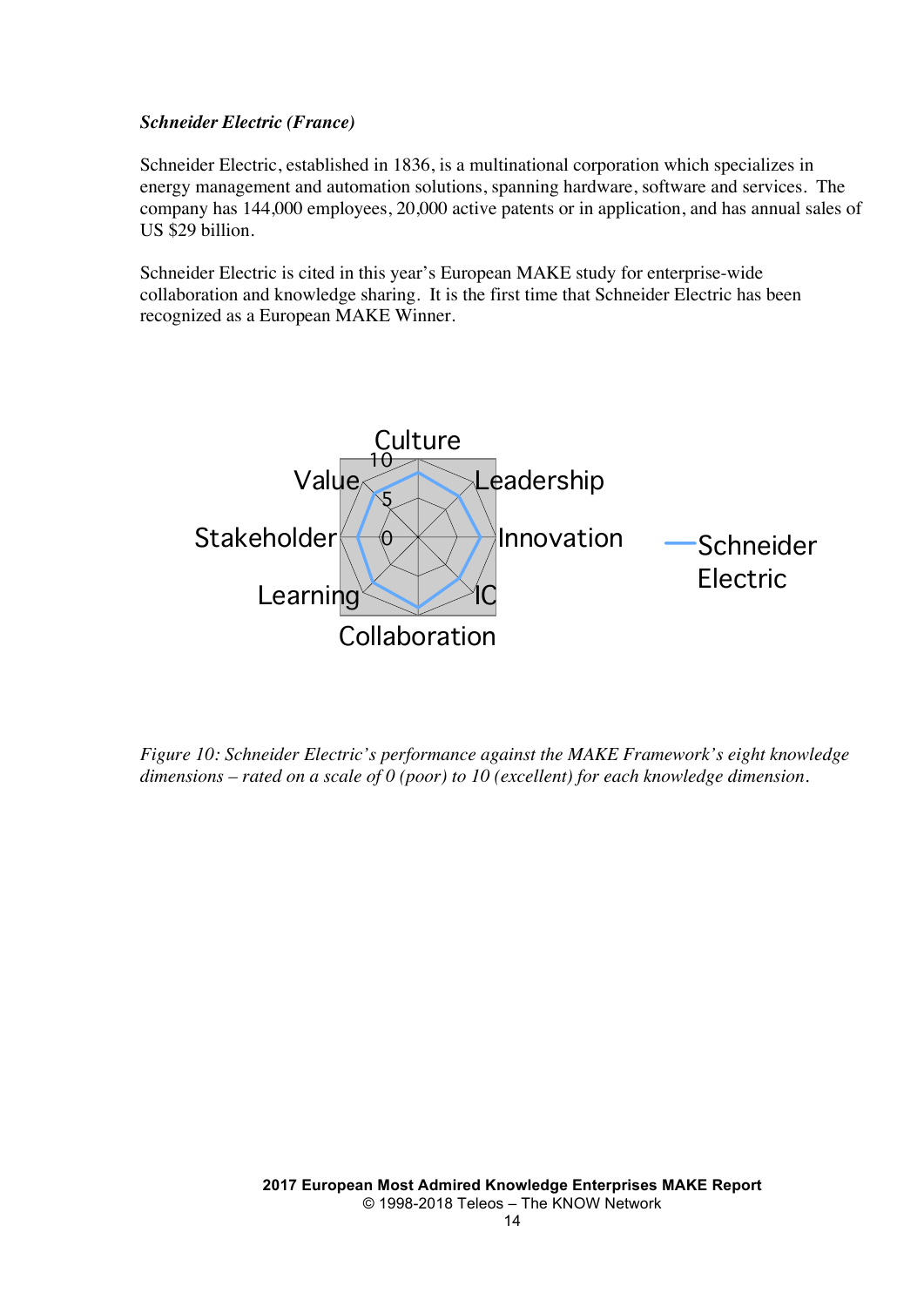***Schneider Electric (France)***

Schneider Electric, established in 1836, is a multinational corporation which specializes in energy management and automation solutions, spanning hardware, software and services. The company has 144,000 employees, 20,000 active patents or in application, and has annual sales of US $29 billion.

Schneider Electric is cited in this year's European MAKE study for enterprise-wide collaboration and knowledge sharing. It is the first time that Schneider Electric has been recognized as a European MAKE Winner.

*Figure 10: Schneider Electric's performance against the MAKE Framework's eight knowledge dimensions – rated on a scale of 0 (poor) to 10 (excellent) for each knowledge dimension.*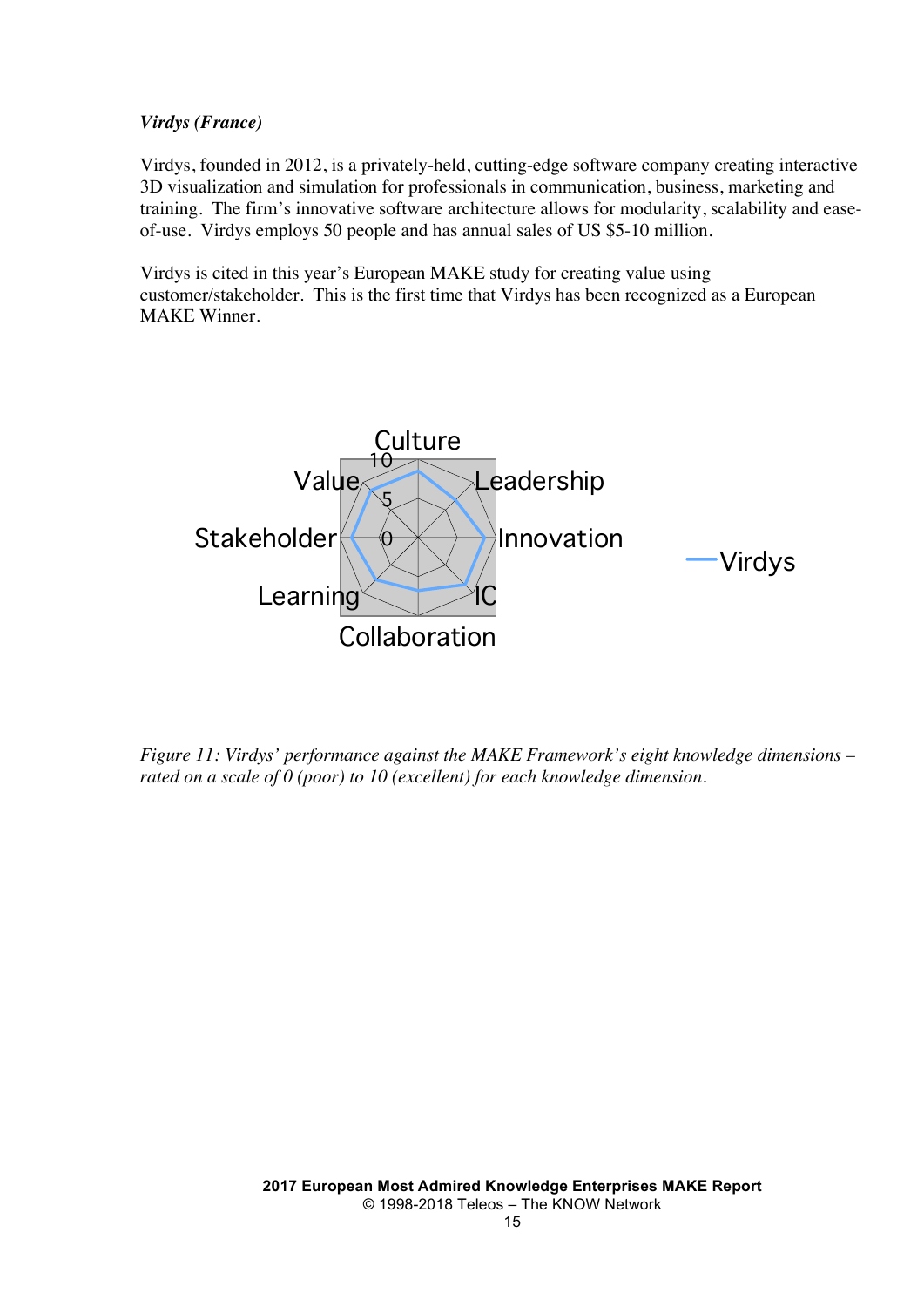***Virdys (France)***

Virdys, founded in 2012, is a privately-held, cutting-edge software company creating interactive 3D visualization and simulation for professionals in communication, business, marketing and training. The firm's innovative software architecture allows for modularity, scalability and ease-of-use. Virdys employs 50 people and has annual sales of US $5-10 million.

Virdys is cited in this year's European MAKE study for creating value using customer/stakeholder. This is the first time that Virdys has been recognized as a European MAKE Winner.

*Figure 11: Virdys' performance against the MAKE Framework's eight knowledge dimensions – rated on a scale of 0 (poor) to 10 (excellent) for each knowledge dimension.*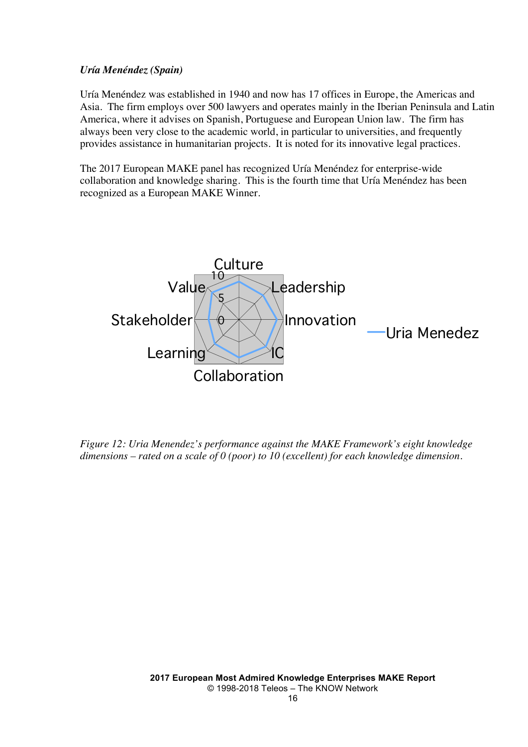***Uría Menéndez (Spain)***

Uría Menéndez was established in 1940 and now has 17 offices in Europe, the Americas and Asia. The firm employs over 500 lawyers and operates mainly in the Iberian Peninsula and Latin America, where it advises on Spanish, Portuguese and European Union law. The firm has always been very close to the academic world, in particular to universities, and frequently provides assistance in humanitarian projects. It is noted for its innovative legal practices.

The 2017 European MAKE panel has recognized Uría Menéndez for enterprise-wide collaboration and knowledge sharing. This is the fourth time that Uría Menéndez has been recognized as a European MAKE Winner.

*Figure 12: Uria Menendez's performance against the MAKE Framework's eight knowledge dimensions – rated on a scale of 0 (poor) to 10 (excellent) for each knowledge dimension.*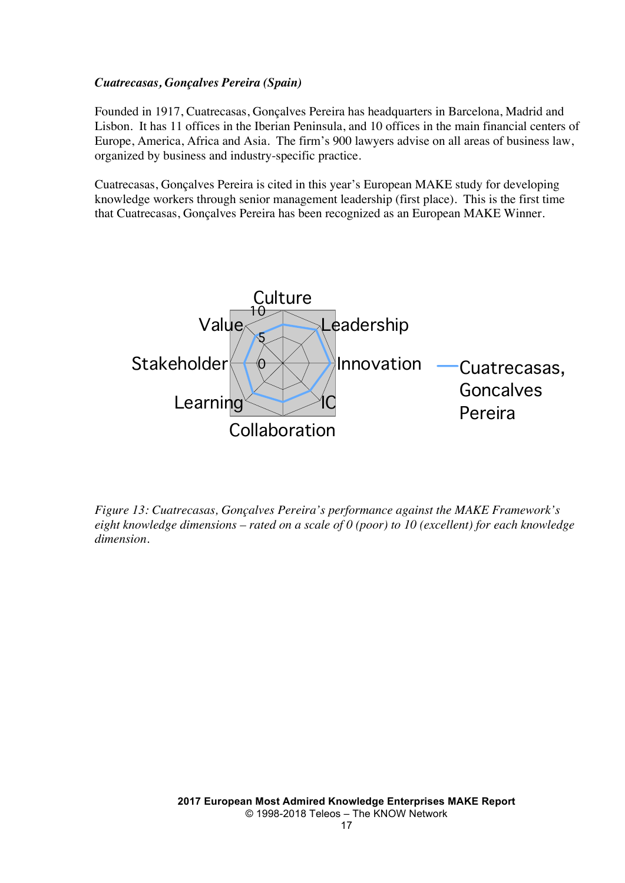***Cuatrecasas, Gonçalves Pereira (Spain)***

Founded in 1917, Cuatrecasas, Gonçalves Pereira has headquarters in Barcelona, Madrid and Lisbon. It has 11 offices in the Iberian Peninsula, and 10 offices in the main financial centers of Europe, America, Africa and Asia. The firm's 900 lawyers advise on all areas of business law, organized by business and industry-specific practice.

Cuatrecasas, Gonçalves Pereira is cited in this year's European MAKE study for developing knowledge workers through senior management leadership (first place). This is the first time that Cuatrecasas, Gonçalves Pereira has been recognized as an European MAKE Winner.

Culture 10 Value 5 Leadership Stakeholder 0 Innovation Learning IC Collaboration

Cuatrecasas, Goncalves Pereira

*Figure 13: Cuatrecasas, Gonçalves Pereira's performance against the MAKE Framework's eight knowledge dimensions – rated on a scale of 0 (poor) to 10 (excellent) for each knowledge dimension.*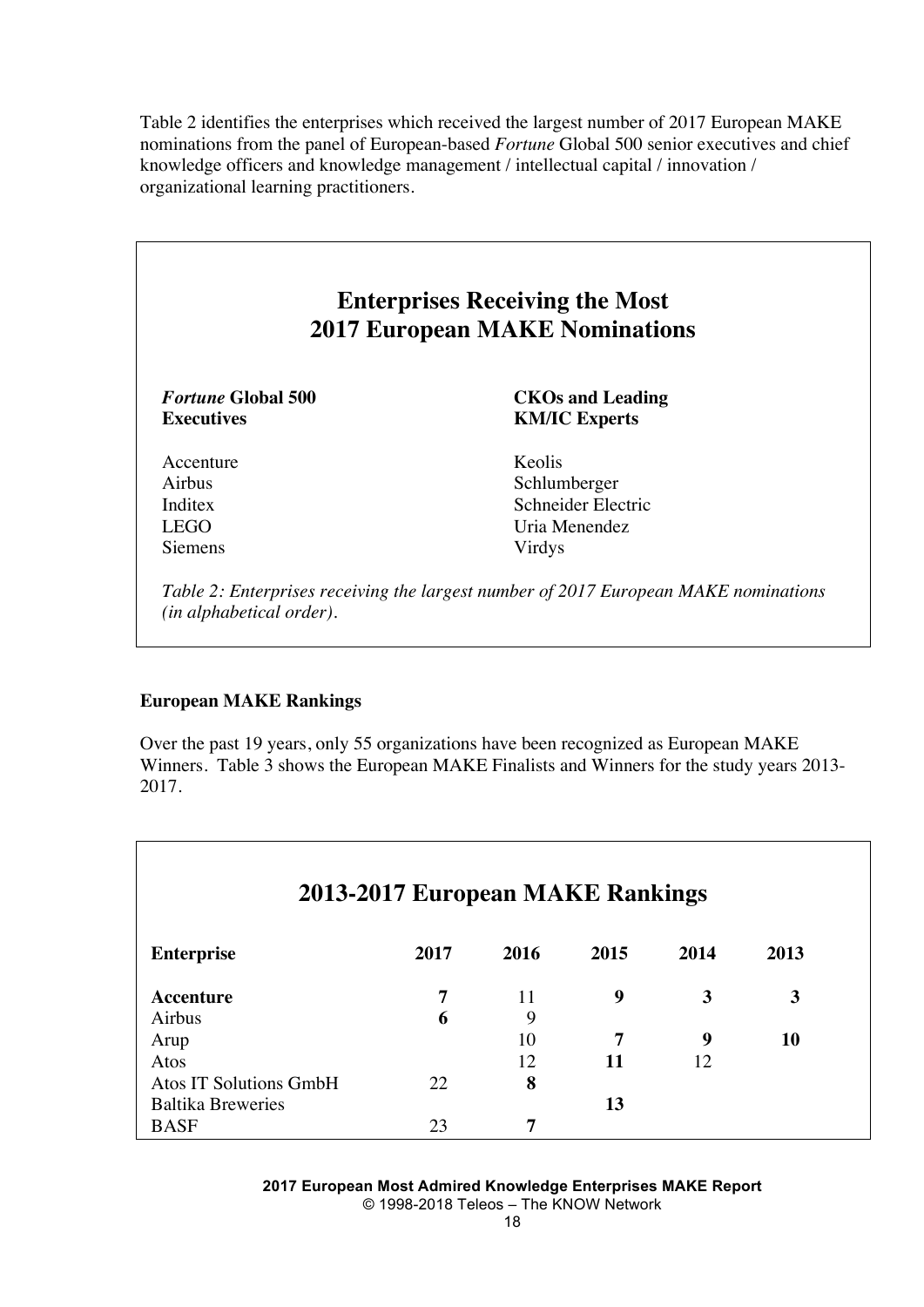Table 2 identifies the enterprises which received the largest number of 2017 European MAKE nominations from the panel of European-based *Fortune* Global 500 senior executives and chief knowledge officers and knowledge management / intellectual capital / innovation / organizational learning practitioners.

## Enterprises Receiving the Most 2017 European MAKE Nominations

| ***Fortune* Global 500 Executives** | **CKOs and Leading KM/IC Experts** |
|---|---|
| Accenture | Keolis |
| Airbus | Schlumberger |
| Inditex | Schneider Electric |
| LEGO | Uria Menendez |
| Siemens | Virdys |

*Table 2: Enterprises receiving the largest number of 2017 European MAKE nominations (in alphabetical order).*

**European MAKE Rankings**

Over the past 19 years, only 55 organizations have been recognized as European MAKE Winners. Table 3 shows the European MAKE Finalists and Winners for the study years 2013-2017.

## 2013-2017 European MAKE Rankings

| Enterprise | 2017 | 2016 | 2015 | 2014 | 2013 |
|---|---|---|---|---|---|
| **Accenture** | **7** | 11 | **9** | **3** | **3** |
| Airbus | **6** | 9 | | | |
| Arup | | 10 | **7** | **9** | **10** |
| Atos | | 12 | **11** | 12 | |
| Atos IT Solutions GmbH | 22 | **8** | | | |
| Baltika Breweries | | | **13** | | |
| BASF | 23 | **7** | | | |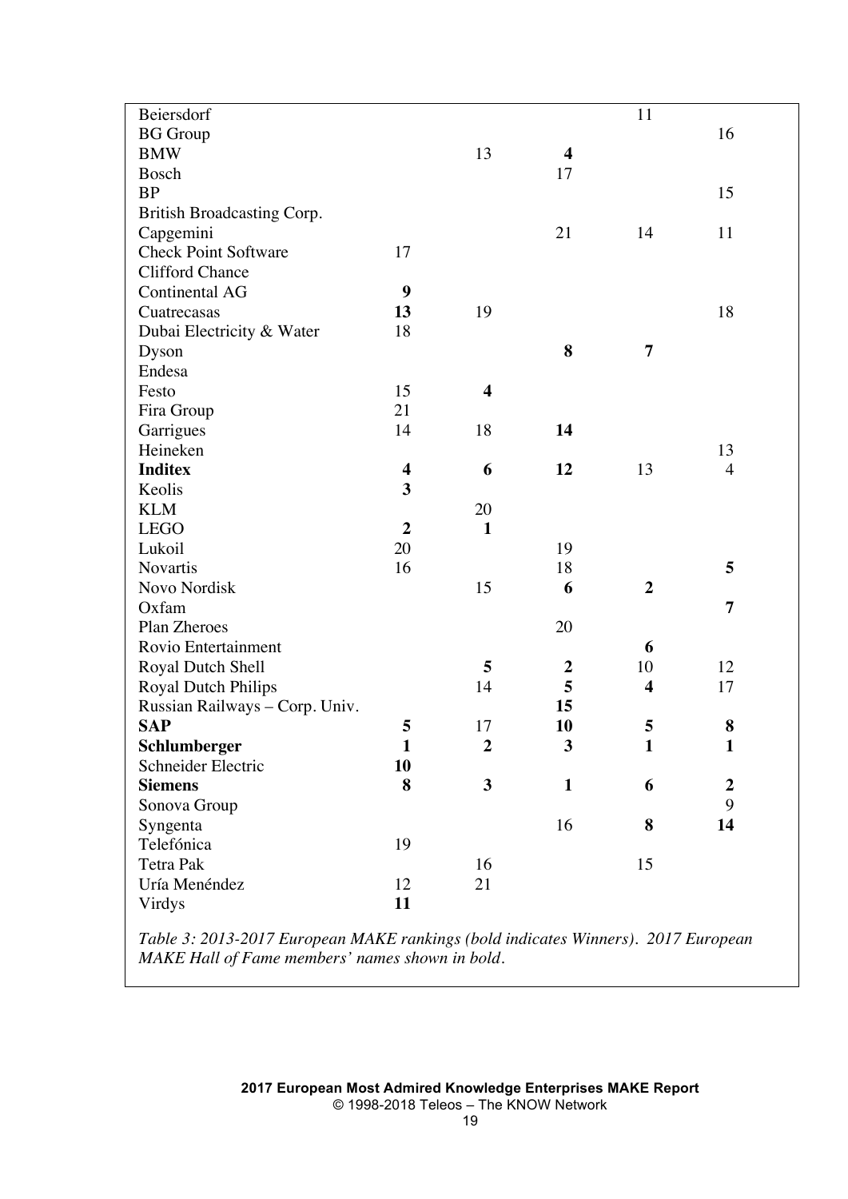| | | | | | |
|---|---|---|---|---|---|
| Beiersdorf | | | | 11 | |
| BG Group | | | | | 16 |
| BMW | | 13 | **4** | | |
| Bosch | | | 17 | | |
| BP | | | | | 15 |
| British Broadcasting Corp. | | | | | |
| Capgemini | | | 21 | 14 | 11 |
| Check Point Software | 17 | | | | |
| Clifford Chance | | | | | |
| Continental AG | **9** | | | | |
| Cuatrecasas | **13** | 19 | | | 18 |
| Dubai Electricity & Water | 18 | | | | |
| Dyson | | | **8** | **7** | |
| Endesa | | | | | |
| Festo | 15 | **4** | | | |
| Fira Group | 21 | | | | |
| Garrigues | 14 | 18 | **14** | | |
| Heineken | | | | | 13 |
| **Inditex** | **4** | **6** | **12** | 13 | 4 |
| Keolis | **3** | | | | |
| KLM | | 20 | | | |
| LEGO | **2** | **1** | | | |
| Lukoil | 20 | | 19 | | |
| Novartis | 16 | | 18 | | **5** |
| Novo Nordisk | | 15 | **6** | **2** | |
| Oxfam | | | | | **7** |
| Plan Zheroes | | | 20 | | |
| Rovio Entertainment | | | | **6** | |
| Royal Dutch Shell | | **5** | **2** | 10 | 12 |
| Royal Dutch Philips | | 14 | **5** | **4** | 17 |
| Russian Railways – Corp. Univ. | | | **15** | | |
| **SAP** | **5** | 17 | **10** | **5** | **8** |
| **Schlumberger** | **1** | **2** | **3** | **1** | **1** |
| Schneider Electric | **10** | | | | |
| **Siemens** | **8** | **3** | **1** | **6** | **2** |
| Sonova Group | | | | | 9 |
| Syngenta | | | 16 | **8** | **14** |
| Telefónica | 19 | | | | |
| Tetra Pak | | 16 | | 15 | |
| Uría Menéndez | 12 | 21 | | | |
| Virdys | **11** | | | | |

*Table 3: 2013-2017 European MAKE rankings (bold indicates Winners). 2017 European MAKE Hall of Fame members' names shown in bold.*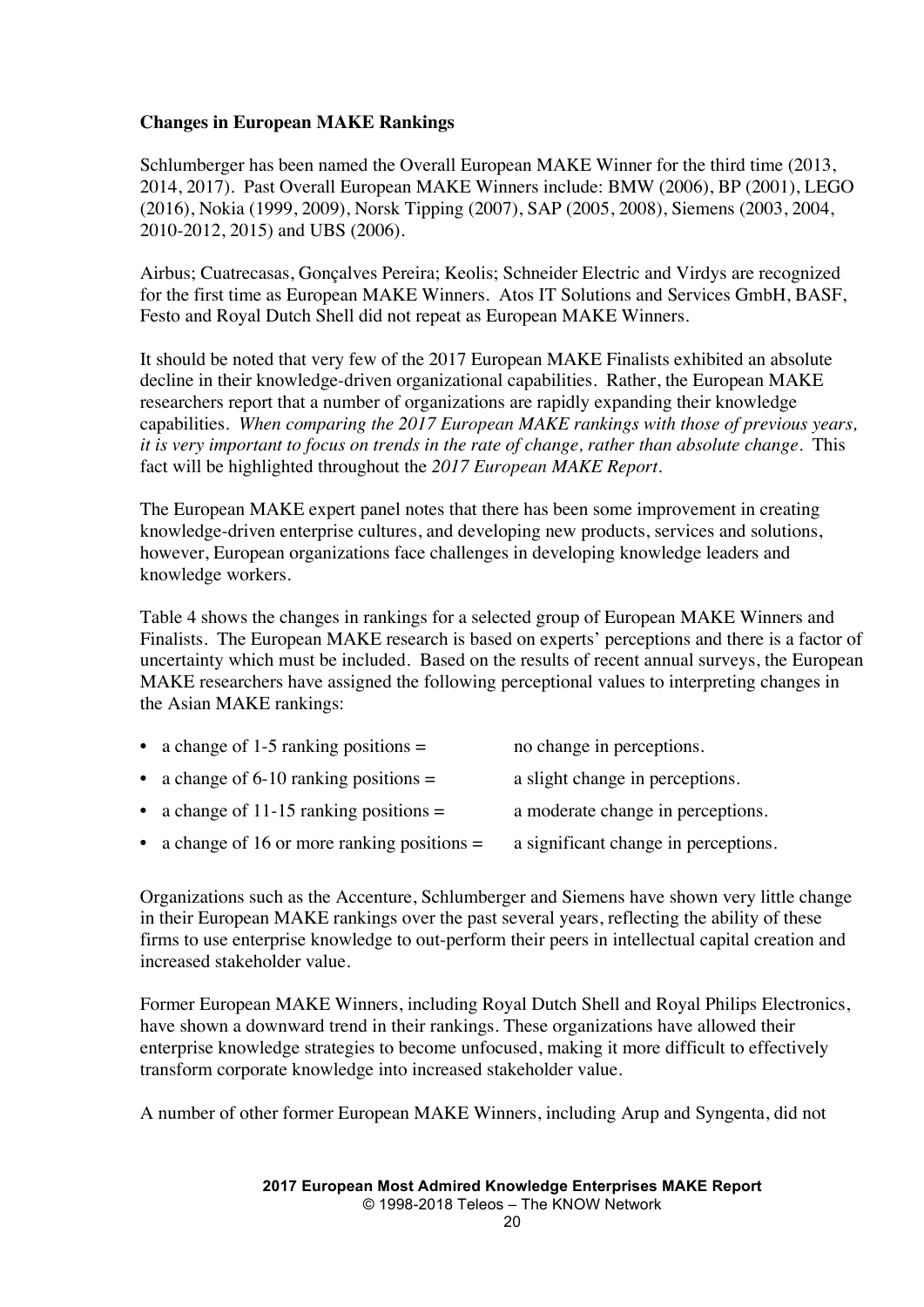**Changes in European MAKE Rankings**

Schlumberger has been named the Overall European MAKE Winner for the third time (2013, 2014, 2017). Past Overall European MAKE Winners include: BMW (2006), BP (2001), LEGO (2016), Nokia (1999, 2009), Norsk Tipping (2007), SAP (2005, 2008), Siemens (2003, 2004, 2010-2012, 2015) and UBS (2006).

Airbus; Cuatrecasas, Gonçalves Pereira; Keolis; Schneider Electric and Virdys are recognized for the first time as European MAKE Winners. Atos IT Solutions and Services GmbH, BASF, Festo and Royal Dutch Shell did not repeat as European MAKE Winners.

It should be noted that very few of the 2017 European MAKE Finalists exhibited an absolute decline in their knowledge-driven organizational capabilities. Rather, the European MAKE researchers report that a number of organizations are rapidly expanding their knowledge capabilities. *When comparing the 2017 European MAKE rankings with those of previous years, it is very important to focus on trends in the rate of change, rather than absolute change.* This fact will be highlighted throughout the *2017 European MAKE Report*.

The European MAKE expert panel notes that there has been some improvement in creating knowledge-driven enterprise cultures, and developing new products, services and solutions, however, European organizations face challenges in developing knowledge leaders and knowledge workers.

Table 4 shows the changes in rankings for a selected group of European MAKE Winners and Finalists. The European MAKE research is based on experts' perceptions and there is a factor of uncertainty which must be included. Based on the results of recent annual surveys, the European MAKE researchers have assigned the following perceptional values to interpreting changes in the Asian MAKE rankings:

- a change of 1-5 ranking positions = no change in perceptions.
- a change of 6-10 ranking positions = a slight change in perceptions.
- a change of 11-15 ranking positions = a moderate change in perceptions.
- a change of 16 or more ranking positions = a significant change in perceptions.

Organizations such as the Accenture, Schlumberger and Siemens have shown very little change in their European MAKE rankings over the past several years, reflecting the ability of these firms to use enterprise knowledge to out-perform their peers in intellectual capital creation and increased stakeholder value.

Former European MAKE Winners, including Royal Dutch Shell and Royal Philips Electronics, have shown a downward trend in their rankings. These organizations have allowed their enterprise knowledge strategies to become unfocused, making it more difficult to effectively transform corporate knowledge into increased stakeholder value.

A number of other former European MAKE Winners, including Arup and Syngenta, did not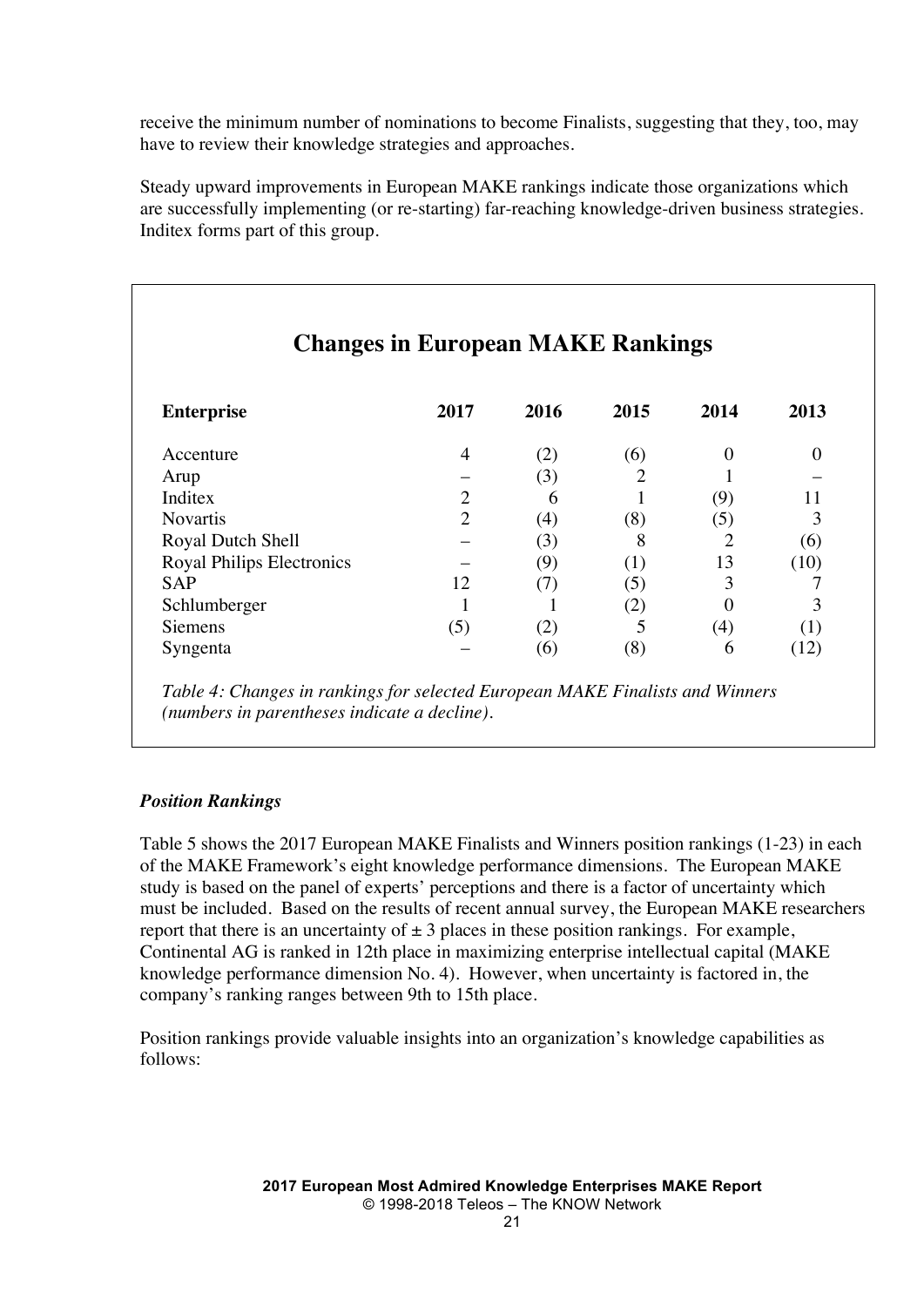receive the minimum number of nominations to become Finalists, suggesting that they, too, may have to review their knowledge strategies and approaches.

Steady upward improvements in European MAKE rankings indicate those organizations which are successfully implementing (or re-starting) far-reaching knowledge-driven business strategies. Inditex forms part of this group.

## Changes in European MAKE Rankings

| Enterprise | 2017 | 2016 | 2015 | 2014 | 2013 |
|---|---|---|---|---|---|
| Accenture | 4 | (2) | (6) | 0 | 0 |
| Arup | – | (3) | 2 | 1 | – |
| Inditex | 2 | 6 | 1 | (9) | 11 |
| Novartis | 2 | (4) | (8) | (5) | 3 |
| Royal Dutch Shell | – | (3) | 8 | 2 | (6) |
| Royal Philips Electronics | – | (9) | (1) | 13 | (10) |
| SAP | 12 | (7) | (5) | 3 | 7 |
| Schlumberger | 1 | 1 | (2) | 0 | 3 |
| Siemens | (5) | (2) | 5 | (4) | (1) |
| Syngenta | – | (6) | (8) | 6 | (12) |

*Table 4: Changes in rankings for selected European MAKE Finalists and Winners (numbers in parentheses indicate a decline).*

### *Position Rankings*

Table 5 shows the 2017 European MAKE Finalists and Winners position rankings (1-23) in each of the MAKE Framework's eight knowledge performance dimensions. The European MAKE study is based on the panel of experts' perceptions and there is a factor of uncertainty which must be included. Based on the results of recent annual survey, the European MAKE researchers report that there is an uncertainty of ± 3 places in these position rankings. For example, Continental AG is ranked in 12th place in maximizing enterprise intellectual capital (MAKE knowledge performance dimension No. 4). However, when uncertainty is factored in, the company's ranking ranges between 9th to 15th place.

Position rankings provide valuable insights into an organization's knowledge capabilities as follows: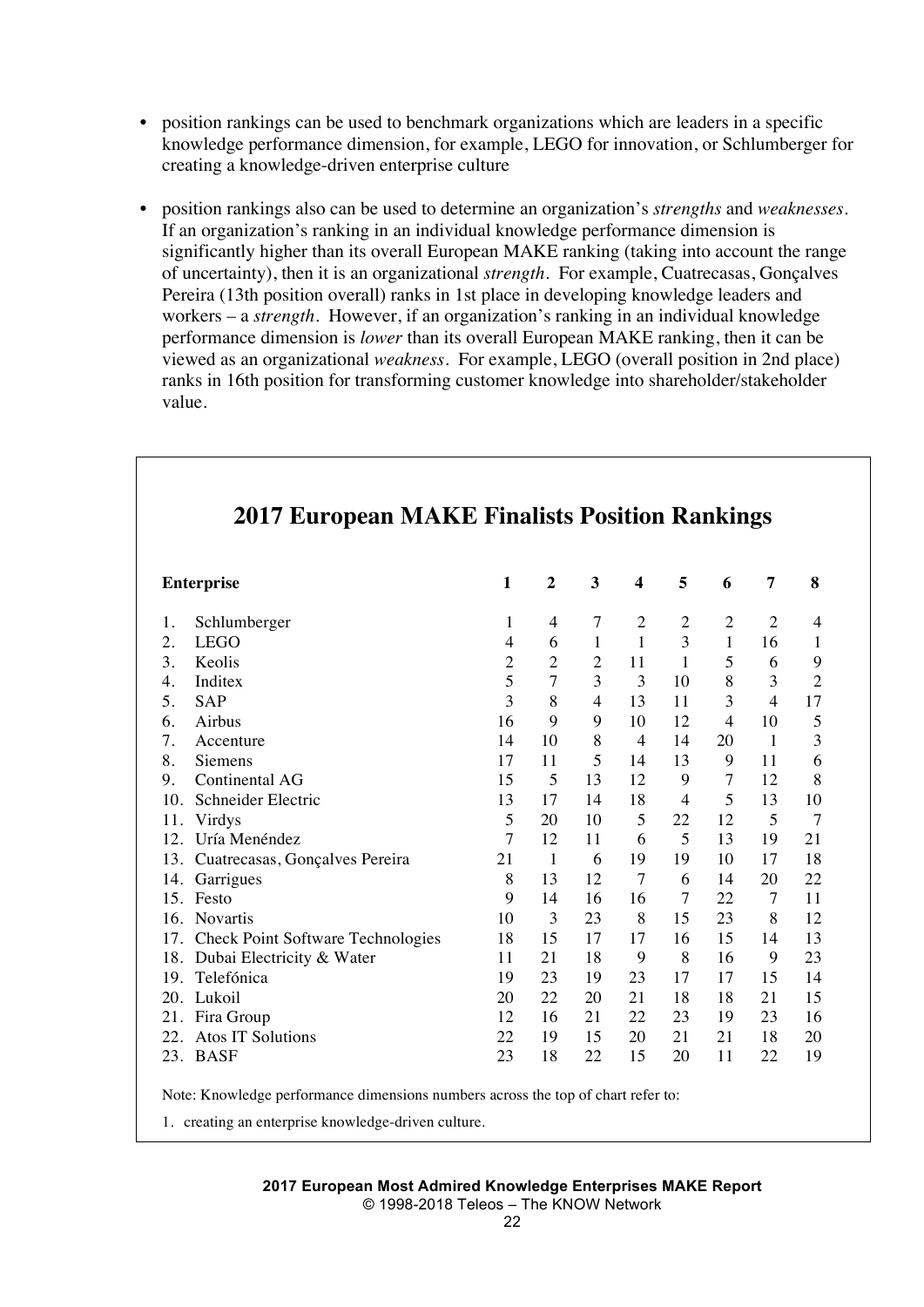- position rankings can be used to benchmark organizations which are leaders in a specific knowledge performance dimension, for example, LEGO for innovation, or Schlumberger for creating a knowledge-driven enterprise culture

- position rankings also can be used to determine an organization's *strengths* and *weaknesses*. If an organization's ranking in an individual knowledge performance dimension is significantly higher than its overall European MAKE ranking (taking into account the range of uncertainty), then it is an organizational *strength*. For example, Cuatrecasas, Gonçalves Pereira (13th position overall) ranks in 1st place in developing knowledge leaders and workers – a *strength*. However, if an organization's ranking in an individual knowledge performance dimension is *lower* than its overall European MAKE ranking, then it can be viewed as an organizational *weakness*. For example, LEGO (overall position in 2nd place) ranks in 16th position for transforming customer knowledge into shareholder/stakeholder value.

## 2017 European MAKE Finalists Position Rankings

| Enterprise | 1 | 2 | 3 | 4 | 5 | 6 | 7 | 8 |
|---|---|---|---|---|---|---|---|---|
| 1. Schlumberger | 1 | 4 | 7 | 2 | 2 | 2 | 2 | 4 |
| 2. LEGO | 4 | 6 | 1 | 1 | 3 | 1 | 16 | 1 |
| 3. Keolis | 2 | 2 | 2 | 11 | 1 | 5 | 6 | 9 |
| 4. Inditex | 5 | 7 | 3 | 3 | 10 | 8 | 3 | 2 |
| 5. SAP | 3 | 8 | 4 | 13 | 11 | 3 | 4 | 17 |
| 6. Airbus | 16 | 9 | 9 | 10 | 12 | 4 | 10 | 5 |
| 7. Accenture | 14 | 10 | 8 | 4 | 14 | 20 | 1 | 3 |
| 8. Siemens | 17 | 11 | 5 | 14 | 13 | 9 | 11 | 6 |
| 9. Continental AG | 15 | 5 | 13 | 12 | 9 | 7 | 12 | 8 |
| 10. Schneider Electric | 13 | 17 | 14 | 18 | 4 | 5 | 13 | 10 |
| 11. Virdys | 5 | 20 | 10 | 5 | 22 | 12 | 5 | 7 |
| 12. Uría Menéndez | 7 | 12 | 11 | 6 | 5 | 13 | 19 | 21 |
| 13. Cuatrecasas, Gonçalves Pereira | 21 | 1 | 6 | 19 | 19 | 10 | 17 | 18 |
| 14. Garrigues | 8 | 13 | 12 | 7 | 6 | 14 | 20 | 22 |
| 15. Festo | 9 | 14 | 16 | 16 | 7 | 22 | 7 | 11 |
| 16. Novartis | 10 | 3 | 23 | 8 | 15 | 23 | 8 | 12 |
| 17. Check Point Software Technologies | 18 | 15 | 17 | 17 | 16 | 15 | 14 | 13 |
| 18. Dubai Electricity & Water | 11 | 21 | 18 | 9 | 8 | 16 | 9 | 23 |
| 19. Telefónica | 19 | 23 | 19 | 23 | 17 | 17 | 15 | 14 |
| 20. Lukoil | 20 | 22 | 20 | 21 | 18 | 18 | 21 | 15 |
| 21. Fira Group | 12 | 16 | 21 | 22 | 23 | 19 | 23 | 16 |
| 22. Atos IT Solutions | 22 | 19 | 15 | 20 | 21 | 21 | 18 | 20 |
| 23. BASF | 23 | 18 | 22 | 15 | 20 | 11 | 22 | 19 |

Note: Knowledge performance dimensions numbers across the top of chart refer to:

1. creating an enterprise knowledge-driven culture.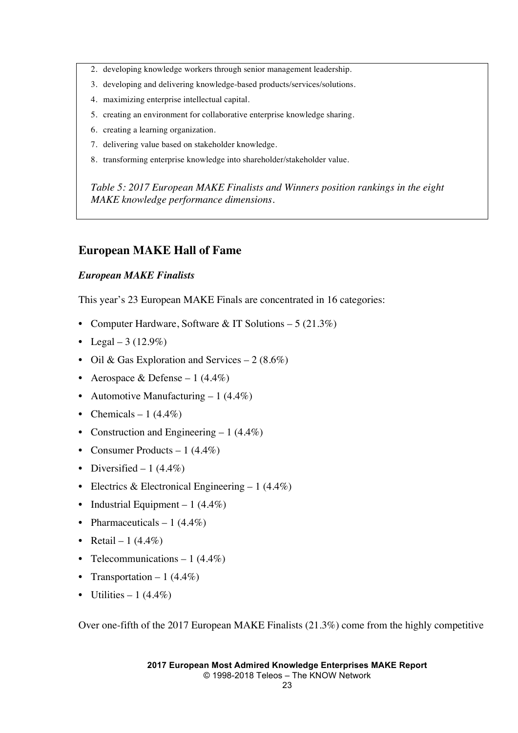2. developing knowledge workers through senior management leadership.
3. developing and delivering knowledge-based products/services/solutions.
4. maximizing enterprise intellectual capital.
5. creating an environment for collaborative enterprise knowledge sharing.
6. creating a learning organization.
7. delivering value based on stakeholder knowledge.
8. transforming enterprise knowledge into shareholder/stakeholder value.

*Table 5: 2017 European MAKE Finalists and Winners position rankings in the eight MAKE knowledge performance dimensions.*

## European MAKE Hall of Fame

### *European MAKE Finalists*

This year's 23 European MAKE Finals are concentrated in 16 categories:

- Computer Hardware, Software & IT Solutions – 5 (21.3%)
- Legal – 3 (12.9%)
- Oil & Gas Exploration and Services – 2 (8.6%)
- Aerospace & Defense – 1 (4.4%)
- Automotive Manufacturing – 1 (4.4%)
- Chemicals – 1 (4.4%)
- Construction and Engineering – 1 (4.4%)
- Consumer Products – 1 (4.4%)
- Diversified – 1 (4.4%)
- Electrics & Electronical Engineering – 1 (4.4%)
- Industrial Equipment – 1 (4.4%)
- Pharmaceuticals – 1 (4.4%)
- Retail – 1 (4.4%)
- Telecommunications – 1 (4.4%)
- Transportation – 1 (4.4%)
- Utilities – 1 (4.4%)

Over one-fifth of the 2017 European MAKE Finalists (21.3%) come from the highly competitive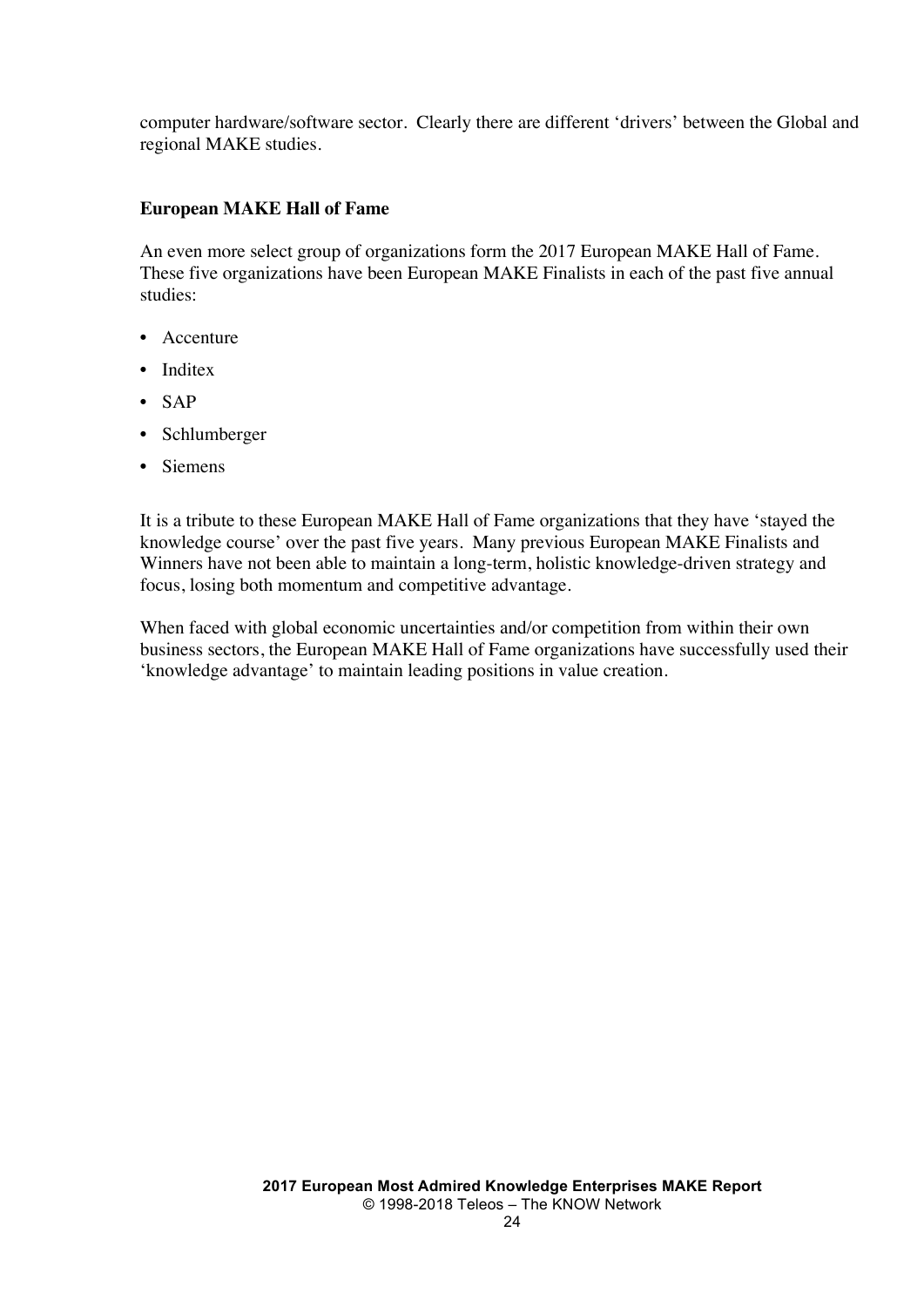computer hardware/software sector. Clearly there are different 'drivers' between the Global and regional MAKE studies.

**European MAKE Hall of Fame**

An even more select group of organizations form the 2017 European MAKE Hall of Fame. These five organizations have been European MAKE Finalists in each of the past five annual studies:

- Accenture
- Inditex
- SAP
- Schlumberger
- Siemens

It is a tribute to these European MAKE Hall of Fame organizations that they have 'stayed the knowledge course' over the past five years. Many previous European MAKE Finalists and Winners have not been able to maintain a long-term, holistic knowledge-driven strategy and focus, losing both momentum and competitive advantage.

When faced with global economic uncertainties and/or competition from within their own business sectors, the European MAKE Hall of Fame organizations have successfully used their 'knowledge advantage' to maintain leading positions in value creation.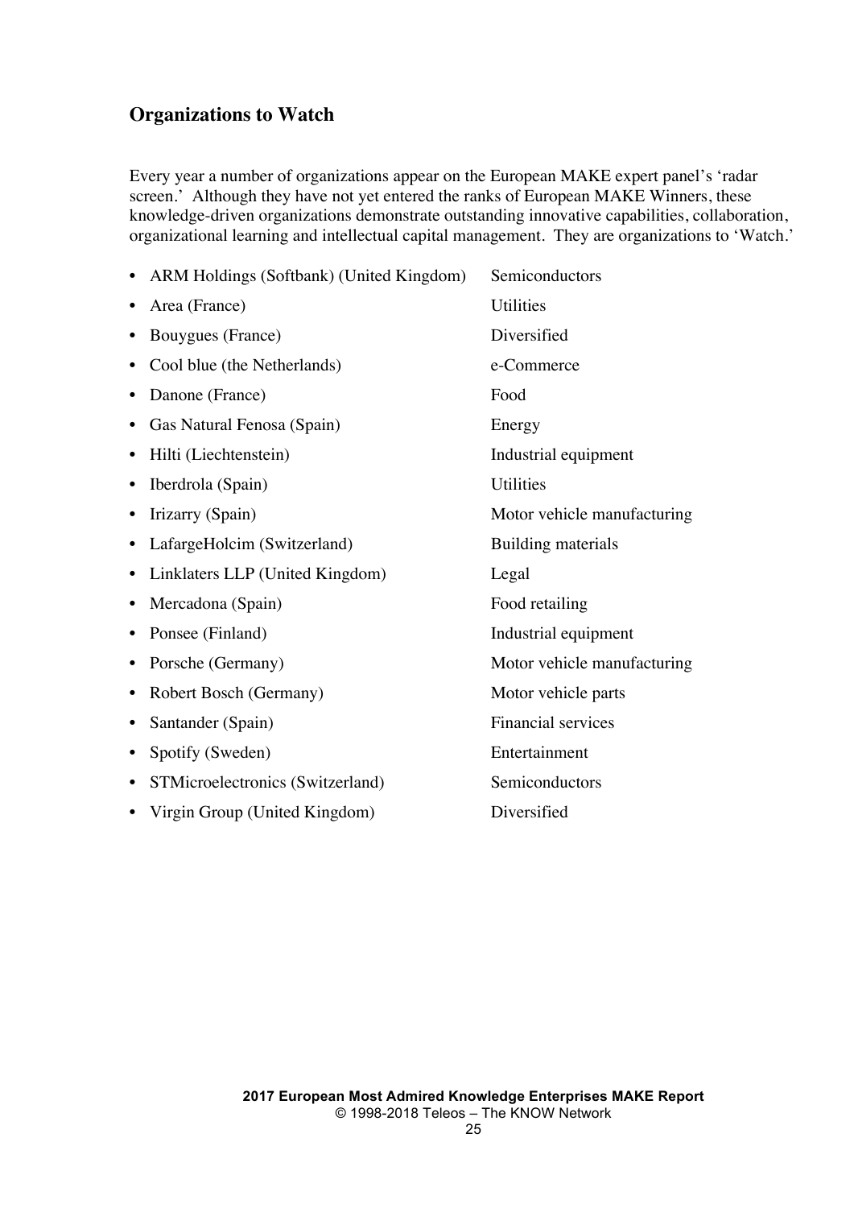## Organizations to Watch

Every year a number of organizations appear on the European MAKE expert panel's 'radar screen.' Although they have not yet entered the ranks of European MAKE Winners, these knowledge-driven organizations demonstrate outstanding innovative capabilities, collaboration, organizational learning and intellectual capital management. They are organizations to 'Watch.'

- ARM Holdings (Softbank) (United Kingdom) Semiconductors
- Area (France) Utilities
- Bouygues (France) Diversified
- Cool blue (the Netherlands) e-Commerce
- Danone (France) Food
- Gas Natural Fenosa (Spain) Energy
- Hilti (Liechtenstein) Industrial equipment
- Iberdrola (Spain) Utilities
- Irizarry (Spain) Motor vehicle manufacturing
- LafargeHolcim (Switzerland) Building materials
- Linklaters LLP (United Kingdom) Legal
- Mercadona (Spain) Food retailing
- Ponsee (Finland) Industrial equipment
- Porsche (Germany) Motor vehicle manufacturing
- Robert Bosch (Germany) Motor vehicle parts
- Santander (Spain) Financial services
- Spotify (Sweden) Entertainment
- STMicroelectronics (Switzerland) Semiconductors
- Virgin Group (United Kingdom) Diversified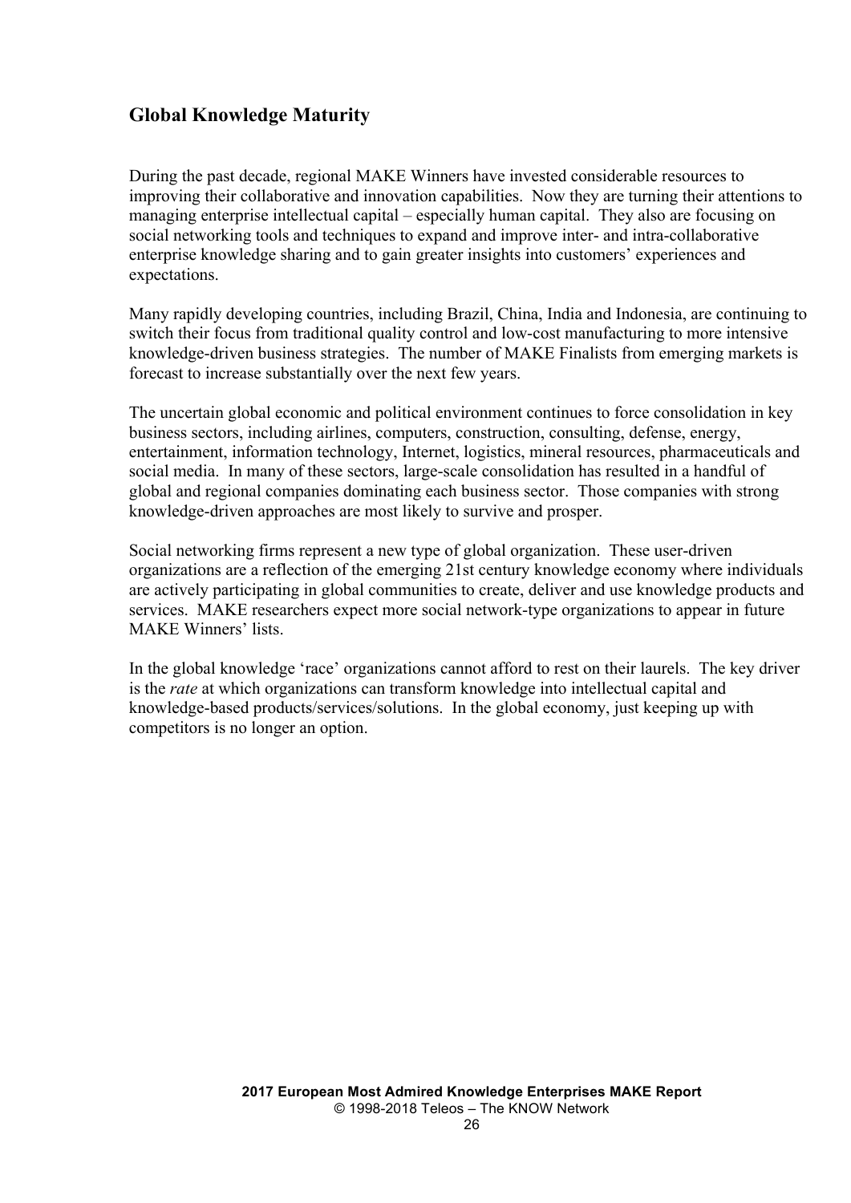## Global Knowledge Maturity

During the past decade, regional MAKE Winners have invested considerable resources to improving their collaborative and innovation capabilities. Now they are turning their attentions to managing enterprise intellectual capital – especially human capital. They also are focusing on social networking tools and techniques to expand and improve inter- and intra-collaborative enterprise knowledge sharing and to gain greater insights into customers' experiences and expectations.

Many rapidly developing countries, including Brazil, China, India and Indonesia, are continuing to switch their focus from traditional quality control and low-cost manufacturing to more intensive knowledge-driven business strategies. The number of MAKE Finalists from emerging markets is forecast to increase substantially over the next few years.

The uncertain global economic and political environment continues to force consolidation in key business sectors, including airlines, computers, construction, consulting, defense, energy, entertainment, information technology, Internet, logistics, mineral resources, pharmaceuticals and social media. In many of these sectors, large-scale consolidation has resulted in a handful of global and regional companies dominating each business sector. Those companies with strong knowledge-driven approaches are most likely to survive and prosper.

Social networking firms represent a new type of global organization. These user-driven organizations are a reflection of the emerging 21st century knowledge economy where individuals are actively participating in global communities to create, deliver and use knowledge products and services. MAKE researchers expect more social network-type organizations to appear in future MAKE Winners' lists.

In the global knowledge 'race' organizations cannot afford to rest on their laurels. The key driver is the *rate* at which organizations can transform knowledge into intellectual capital and knowledge-based products/services/solutions. In the global economy, just keeping up with competitors is no longer an option.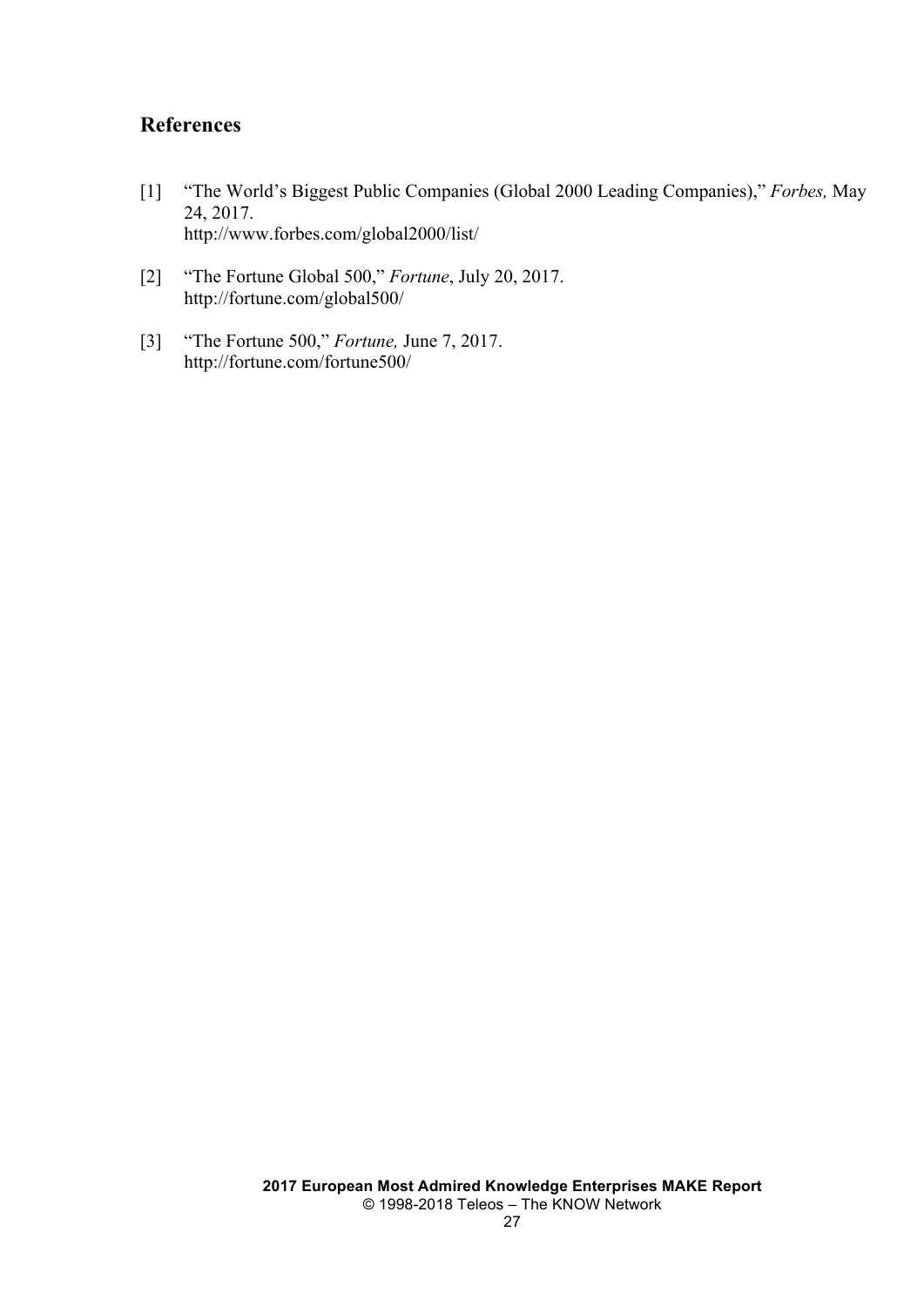## References

[1] "The World's Biggest Public Companies (Global 2000 Leading Companies)," *Forbes,* May 24, 2017.
http://www.forbes.com/global2000/list/

[2] "The Fortune Global 500," *Fortune*, July 20, 2017.
http://fortune.com/global500/

[3] "The Fortune 500," *Fortune,* June 7, 2017.
http://fortune.com/fortune500/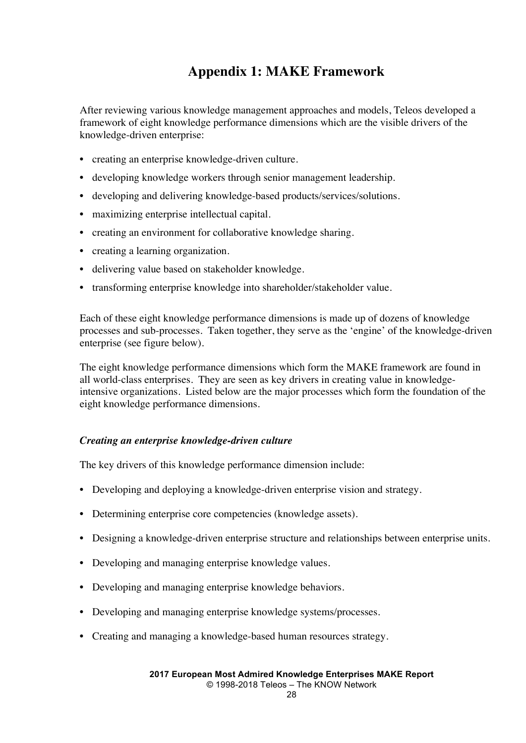# Appendix 1: MAKE Framework

After reviewing various knowledge management approaches and models, Teleos developed a framework of eight knowledge performance dimensions which are the visible drivers of the knowledge-driven enterprise:

- creating an enterprise knowledge-driven culture.
- developing knowledge workers through senior management leadership.
- developing and delivering knowledge-based products/services/solutions.
- maximizing enterprise intellectual capital.
- creating an environment for collaborative knowledge sharing.
- creating a learning organization.
- delivering value based on stakeholder knowledge.
- transforming enterprise knowledge into shareholder/stakeholder value.

Each of these eight knowledge performance dimensions is made up of dozens of knowledge processes and sub-processes. Taken together, they serve as the 'engine' of the knowledge-driven enterprise (see figure below).

The eight knowledge performance dimensions which form the MAKE framework are found in all world-class enterprises. They are seen as key drivers in creating value in knowledge-intensive organizations. Listed below are the major processes which form the foundation of the eight knowledge performance dimensions.

### *Creating an enterprise knowledge-driven culture*

The key drivers of this knowledge performance dimension include:

- Developing and deploying a knowledge-driven enterprise vision and strategy.
- Determining enterprise core competencies (knowledge assets).
- Designing a knowledge-driven enterprise structure and relationships between enterprise units.
- Developing and managing enterprise knowledge values.
- Developing and managing enterprise knowledge behaviors.
- Developing and managing enterprise knowledge systems/processes.
- Creating and managing a knowledge-based human resources strategy.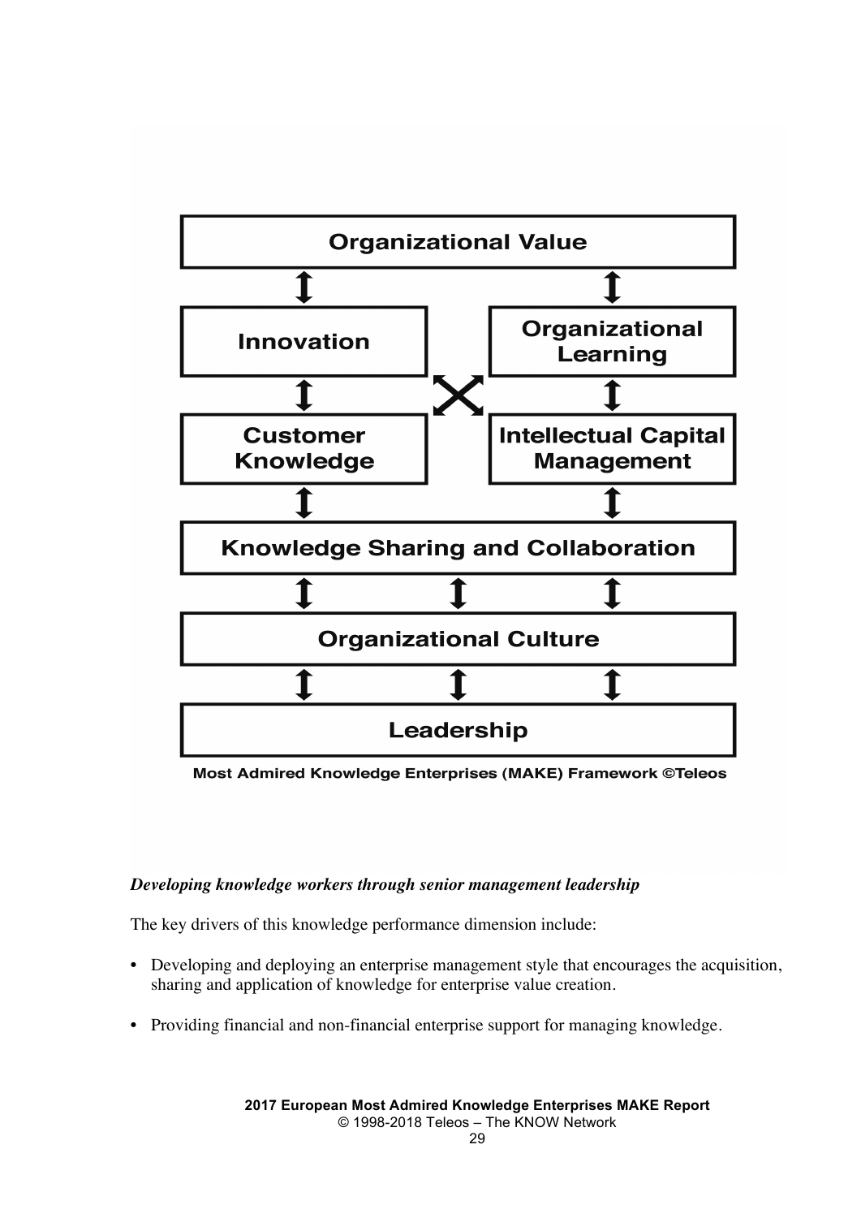Organizational Value

Innovation | Organizational Learning

Customer Knowledge | Intellectual Capital Management

Knowledge Sharing and Collaboration

Organizational Culture

Leadership

**Most Admired Knowledge Enterprises (MAKE) Framework ©Teleos**

***Developing knowledge workers through senior management leadership***

The key drivers of this knowledge performance dimension include:

- Developing and deploying an enterprise management style that encourages the acquisition, sharing and application of knowledge for enterprise value creation.
- Providing financial and non-financial enterprise support for managing knowledge.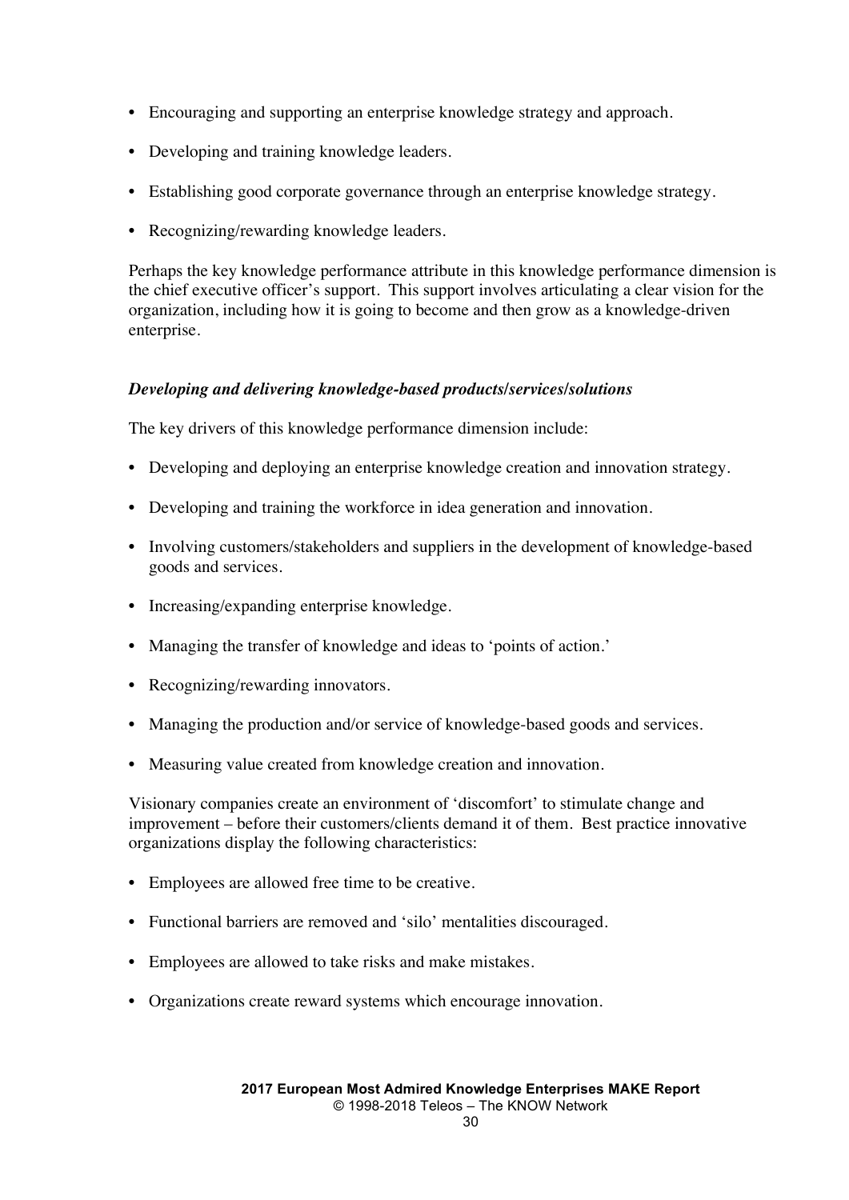- Encouraging and supporting an enterprise knowledge strategy and approach.
- Developing and training knowledge leaders.
- Establishing good corporate governance through an enterprise knowledge strategy.
- Recognizing/rewarding knowledge leaders.

Perhaps the key knowledge performance attribute in this knowledge performance dimension is the chief executive officer's support. This support involves articulating a clear vision for the organization, including how it is going to become and then grow as a knowledge-driven enterprise.

***Developing and delivering knowledge-based products/services/solutions***

The key drivers of this knowledge performance dimension include:

- Developing and deploying an enterprise knowledge creation and innovation strategy.
- Developing and training the workforce in idea generation and innovation.
- Involving customers/stakeholders and suppliers in the development of knowledge-based goods and services.
- Increasing/expanding enterprise knowledge.
- Managing the transfer of knowledge and ideas to 'points of action.'
- Recognizing/rewarding innovators.
- Managing the production and/or service of knowledge-based goods and services.
- Measuring value created from knowledge creation and innovation.

Visionary companies create an environment of 'discomfort' to stimulate change and improvement – before their customers/clients demand it of them. Best practice innovative organizations display the following characteristics:

- Employees are allowed free time to be creative.
- Functional barriers are removed and 'silo' mentalities discouraged.
- Employees are allowed to take risks and make mistakes.
- Organizations create reward systems which encourage innovation.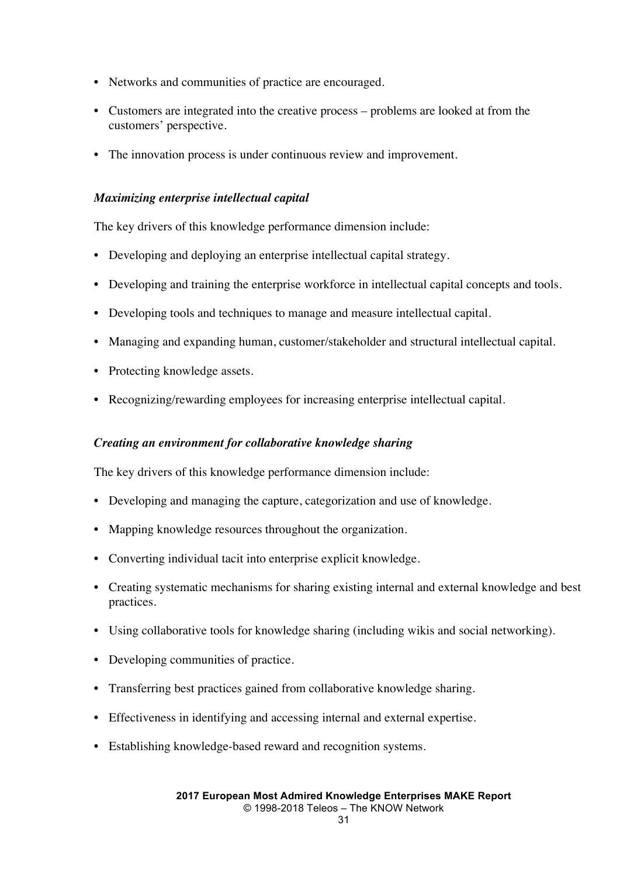- Networks and communities of practice are encouraged.
- Customers are integrated into the creative process – problems are looked at from the customers' perspective.
- The innovation process is under continuous review and improvement.

***Maximizing enterprise intellectual capital***

The key drivers of this knowledge performance dimension include:

- Developing and deploying an enterprise intellectual capital strategy.
- Developing and training the enterprise workforce in intellectual capital concepts and tools.
- Developing tools and techniques to manage and measure intellectual capital.
- Managing and expanding human, customer/stakeholder and structural intellectual capital.
- Protecting knowledge assets.
- Recognizing/rewarding employees for increasing enterprise intellectual capital.

***Creating an environment for collaborative knowledge sharing***

The key drivers of this knowledge performance dimension include:

- Developing and managing the capture, categorization and use of knowledge.
- Mapping knowledge resources throughout the organization.
- Converting individual tacit into enterprise explicit knowledge.
- Creating systematic mechanisms for sharing existing internal and external knowledge and best practices.
- Using collaborative tools for knowledge sharing (including wikis and social networking).
- Developing communities of practice.
- Transferring best practices gained from collaborative knowledge sharing.
- Effectiveness in identifying and accessing internal and external expertise.
- Establishing knowledge-based reward and recognition systems.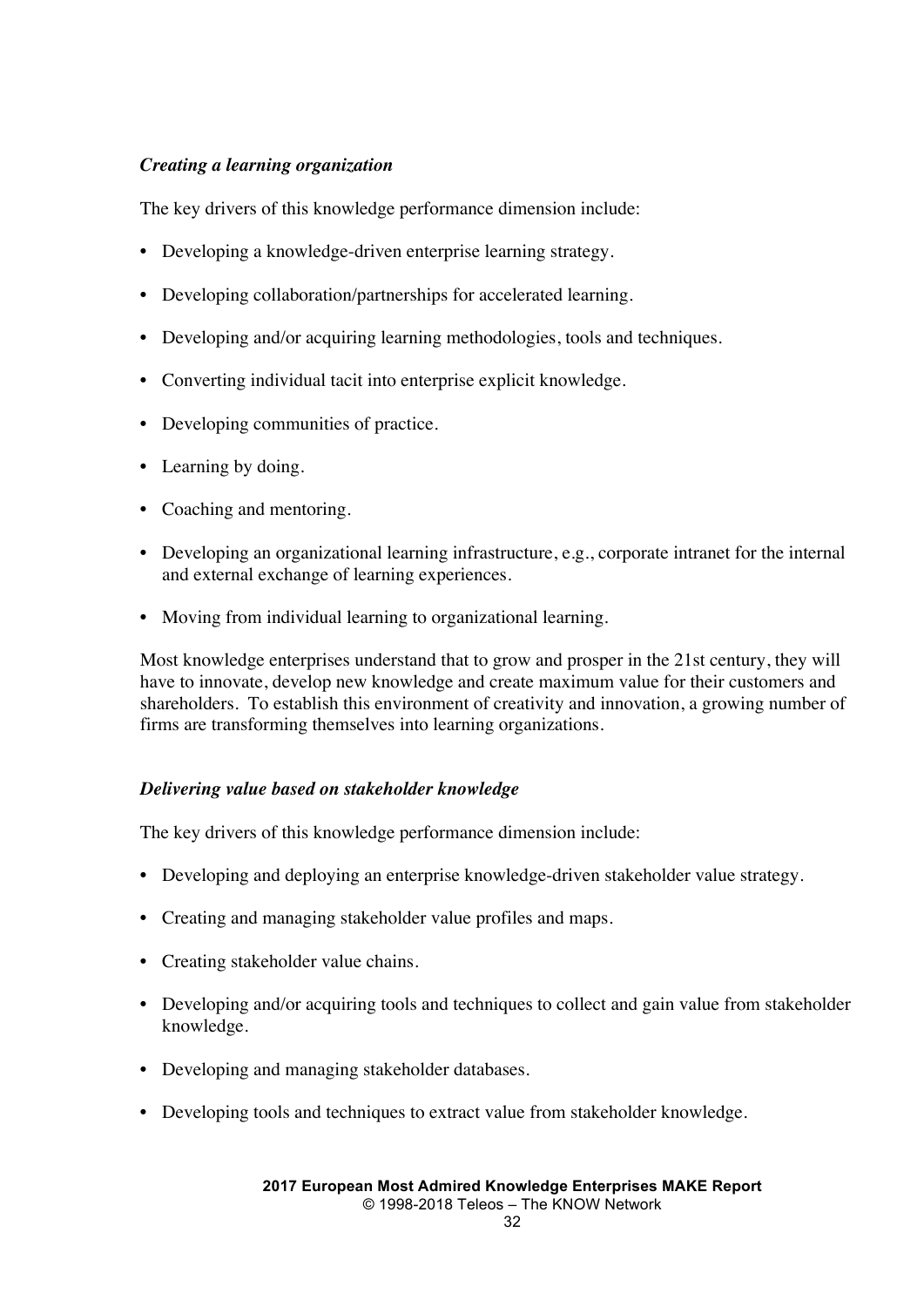### *Creating a learning organization*

The key drivers of this knowledge performance dimension include:

- Developing a knowledge-driven enterprise learning strategy.
- Developing collaboration/partnerships for accelerated learning.
- Developing and/or acquiring learning methodologies, tools and techniques.
- Converting individual tacit into enterprise explicit knowledge.
- Developing communities of practice.
- Learning by doing.
- Coaching and mentoring.
- Developing an organizational learning infrastructure, e.g., corporate intranet for the internal and external exchange of learning experiences.
- Moving from individual learning to organizational learning.

Most knowledge enterprises understand that to grow and prosper in the 21st century, they will have to innovate, develop new knowledge and create maximum value for their customers and shareholders. To establish this environment of creativity and innovation, a growing number of firms are transforming themselves into learning organizations.

### *Delivering value based on stakeholder knowledge*

The key drivers of this knowledge performance dimension include:

- Developing and deploying an enterprise knowledge-driven stakeholder value strategy.
- Creating and managing stakeholder value profiles and maps.
- Creating stakeholder value chains.
- Developing and/or acquiring tools and techniques to collect and gain value from stakeholder knowledge.
- Developing and managing stakeholder databases.
- Developing tools and techniques to extract value from stakeholder knowledge.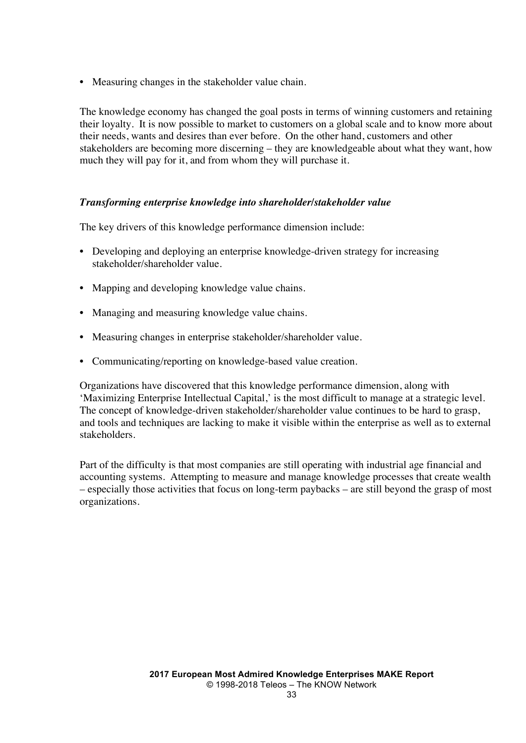- Measuring changes in the stakeholder value chain.

The knowledge economy has changed the goal posts in terms of winning customers and retaining their loyalty. It is now possible to market to customers on a global scale and to know more about their needs, wants and desires than ever before. On the other hand, customers and other stakeholders are becoming more discerning – they are knowledgeable about what they want, how much they will pay for it, and from whom they will purchase it.

### *Transforming enterprise knowledge into shareholder/stakeholder value*

The key drivers of this knowledge performance dimension include:

- Developing and deploying an enterprise knowledge-driven strategy for increasing stakeholder/shareholder value.
- Mapping and developing knowledge value chains.
- Managing and measuring knowledge value chains.
- Measuring changes in enterprise stakeholder/shareholder value.
- Communicating/reporting on knowledge-based value creation.

Organizations have discovered that this knowledge performance dimension, along with 'Maximizing Enterprise Intellectual Capital,' is the most difficult to manage at a strategic level. The concept of knowledge-driven stakeholder/shareholder value continues to be hard to grasp, and tools and techniques are lacking to make it visible within the enterprise as well as to external stakeholders.

Part of the difficulty is that most companies are still operating with industrial age financial and accounting systems. Attempting to measure and manage knowledge processes that create wealth – especially those activities that focus on long-term paybacks – are still beyond the grasp of most organizations.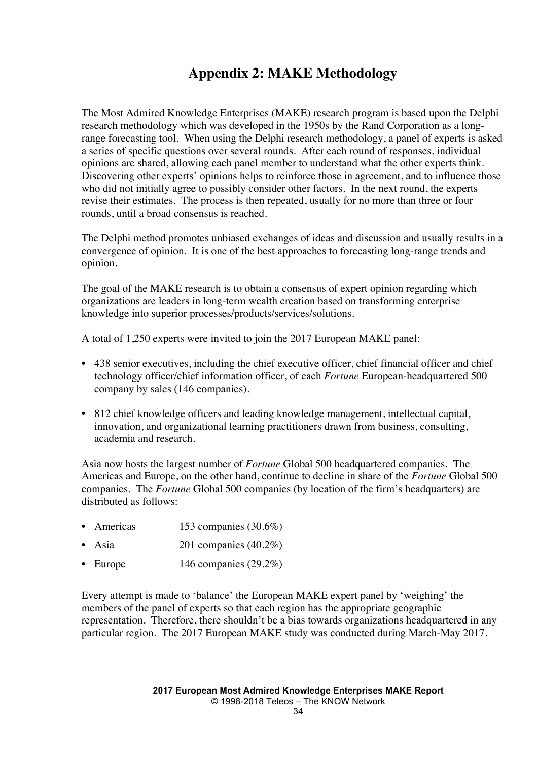# Appendix 2: MAKE Methodology

The Most Admired Knowledge Enterprises (MAKE) research program is based upon the Delphi research methodology which was developed in the 1950s by the Rand Corporation as a long-range forecasting tool. When using the Delphi research methodology, a panel of experts is asked a series of specific questions over several rounds. After each round of responses, individual opinions are shared, allowing each panel member to understand what the other experts think. Discovering other experts' opinions helps to reinforce those in agreement, and to influence those who did not initially agree to possibly consider other factors. In the next round, the experts revise their estimates. The process is then repeated, usually for no more than three or four rounds, until a broad consensus is reached.

The Delphi method promotes unbiased exchanges of ideas and discussion and usually results in a convergence of opinion. It is one of the best approaches to forecasting long-range trends and opinion.

The goal of the MAKE research is to obtain a consensus of expert opinion regarding which organizations are leaders in long-term wealth creation based on transforming enterprise knowledge into superior processes/products/services/solutions.

A total of 1,250 experts were invited to join the 2017 European MAKE panel:

- 438 senior executives, including the chief executive officer, chief financial officer and chief technology officer/chief information officer, of each *Fortune* European-headquartered 500 company by sales (146 companies).
- 812 chief knowledge officers and leading knowledge management, intellectual capital, innovation, and organizational learning practitioners drawn from business, consulting, academia and research.

Asia now hosts the largest number of *Fortune* Global 500 headquartered companies. The Americas and Europe, on the other hand, continue to decline in share of the *Fortune* Global 500 companies. The *Fortune* Global 500 companies (by location of the firm's headquarters) are distributed as follows:

- Americas 153 companies (30.6%)
- Asia 201 companies (40.2%)
- Europe 146 companies (29.2%)

Every attempt is made to 'balance' the European MAKE expert panel by 'weighing' the members of the panel of experts so that each region has the appropriate geographic representation. Therefore, there shouldn't be a bias towards organizations headquartered in any particular region. The 2017 European MAKE study was conducted during March-May 2017.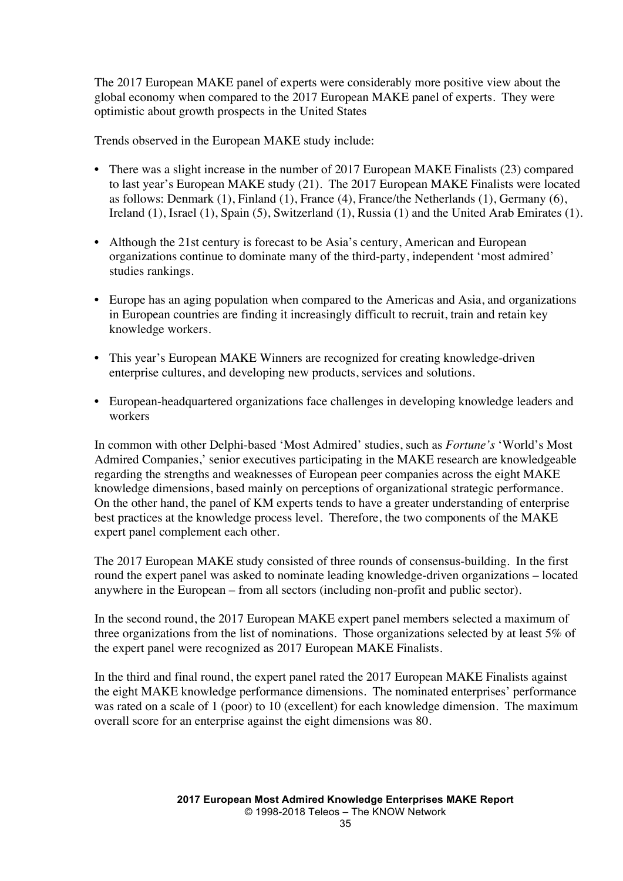The 2017 European MAKE panel of experts were considerably more positive view about the global economy when compared to the 2017 European MAKE panel of experts. They were optimistic about growth prospects in the United States

Trends observed in the European MAKE study include:

- There was a slight increase in the number of 2017 European MAKE Finalists (23) compared to last year's European MAKE study (21). The 2017 European MAKE Finalists were located as follows: Denmark (1), Finland (1), France (4), France/the Netherlands (1), Germany (6), Ireland (1), Israel (1), Spain (5), Switzerland (1), Russia (1) and the United Arab Emirates (1).

- Although the 21st century is forecast to be Asia's century, American and European organizations continue to dominate many of the third-party, independent 'most admired' studies rankings.

- Europe has an aging population when compared to the Americas and Asia, and organizations in European countries are finding it increasingly difficult to recruit, train and retain key knowledge workers.

- This year's European MAKE Winners are recognized for creating knowledge-driven enterprise cultures, and developing new products, services and solutions.

- European-headquartered organizations face challenges in developing knowledge leaders and workers

In common with other Delphi-based 'Most Admired' studies, such as *Fortune's* 'World's Most Admired Companies,' senior executives participating in the MAKE research are knowledgeable regarding the strengths and weaknesses of European peer companies across the eight MAKE knowledge dimensions, based mainly on perceptions of organizational strategic performance. On the other hand, the panel of KM experts tends to have a greater understanding of enterprise best practices at the knowledge process level. Therefore, the two components of the MAKE expert panel complement each other.

The 2017 European MAKE study consisted of three rounds of consensus-building. In the first round the expert panel was asked to nominate leading knowledge-driven organizations – located anywhere in the European – from all sectors (including non-profit and public sector).

In the second round, the 2017 European MAKE expert panel members selected a maximum of three organizations from the list of nominations. Those organizations selected by at least 5% of the expert panel were recognized as 2017 European MAKE Finalists.

In the third and final round, the expert panel rated the 2017 European MAKE Finalists against the eight MAKE knowledge performance dimensions. The nominated enterprises' performance was rated on a scale of 1 (poor) to 10 (excellent) for each knowledge dimension. The maximum overall score for an enterprise against the eight dimensions was 80.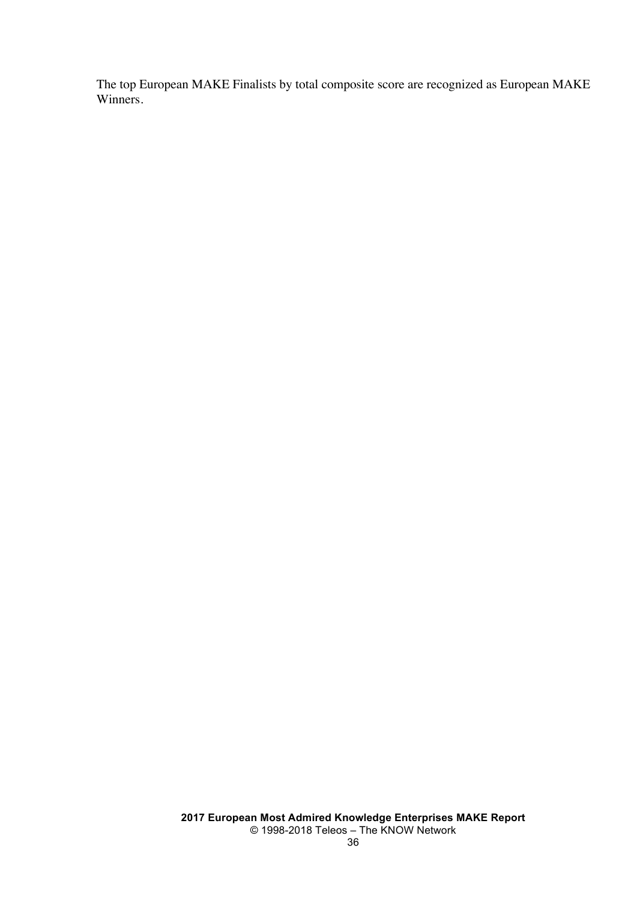The top European MAKE Finalists by total composite score are recognized as European MAKE Winners.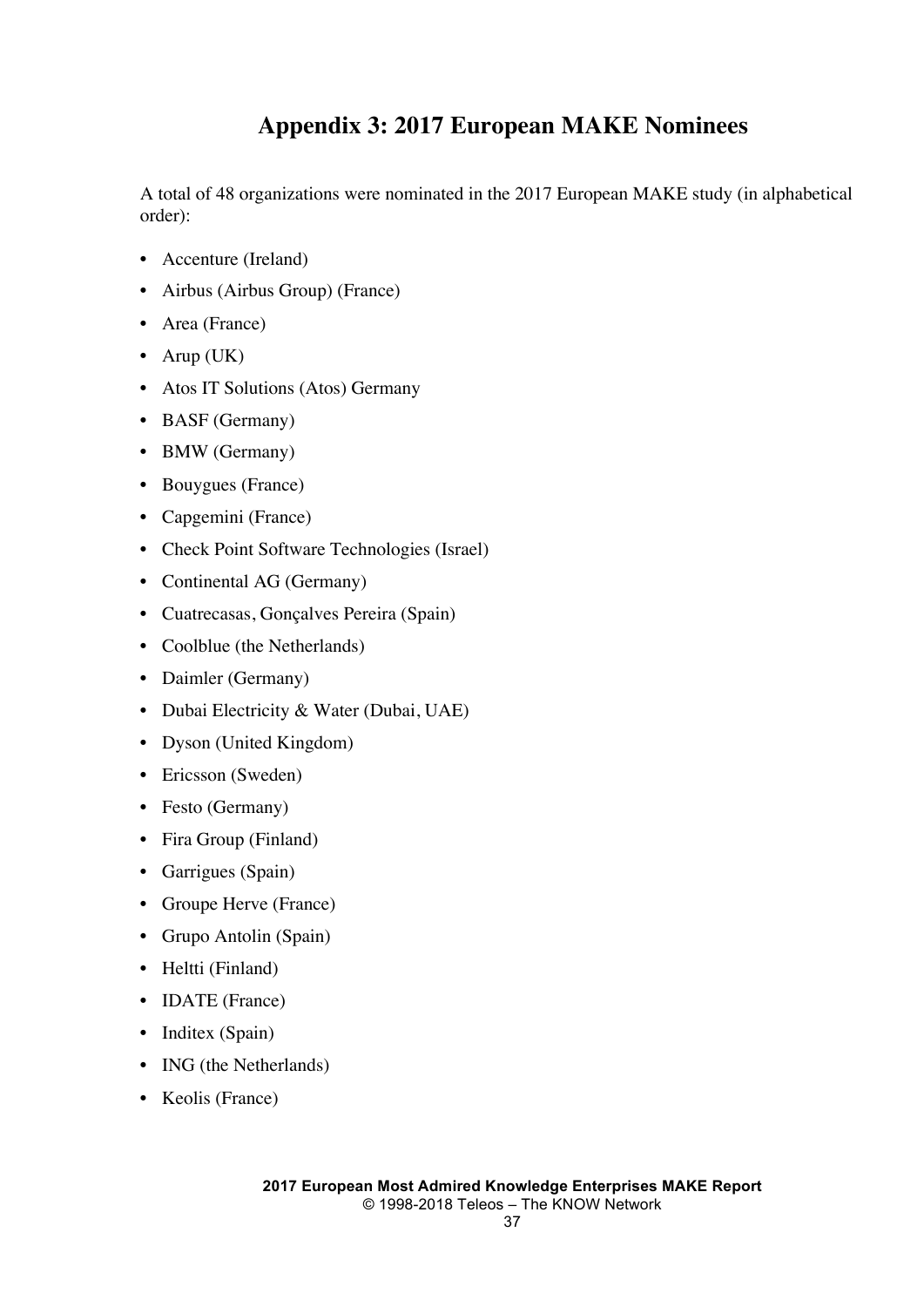# Appendix 3: 2017 European MAKE Nominees

A total of 48 organizations were nominated in the 2017 European MAKE study (in alphabetical order):

- Accenture (Ireland)
- Airbus (Airbus Group) (France)
- Area (France)
- Arup (UK)
- Atos IT Solutions (Atos) Germany
- BASF (Germany)
- BMW (Germany)
- Bouygues (France)
- Capgemini (France)
- Check Point Software Technologies (Israel)
- Continental AG (Germany)
- Cuatrecasas, Gonçalves Pereira (Spain)
- Coolblue (the Netherlands)
- Daimler (Germany)
- Dubai Electricity & Water (Dubai, UAE)
- Dyson (United Kingdom)
- Ericsson (Sweden)
- Festo (Germany)
- Fira Group (Finland)
- Garrigues (Spain)
- Groupe Herve (France)
- Grupo Antolin (Spain)
- Heltti (Finland)
- IDATE (France)
- Inditex (Spain)
- ING (the Netherlands)
- Keolis (France)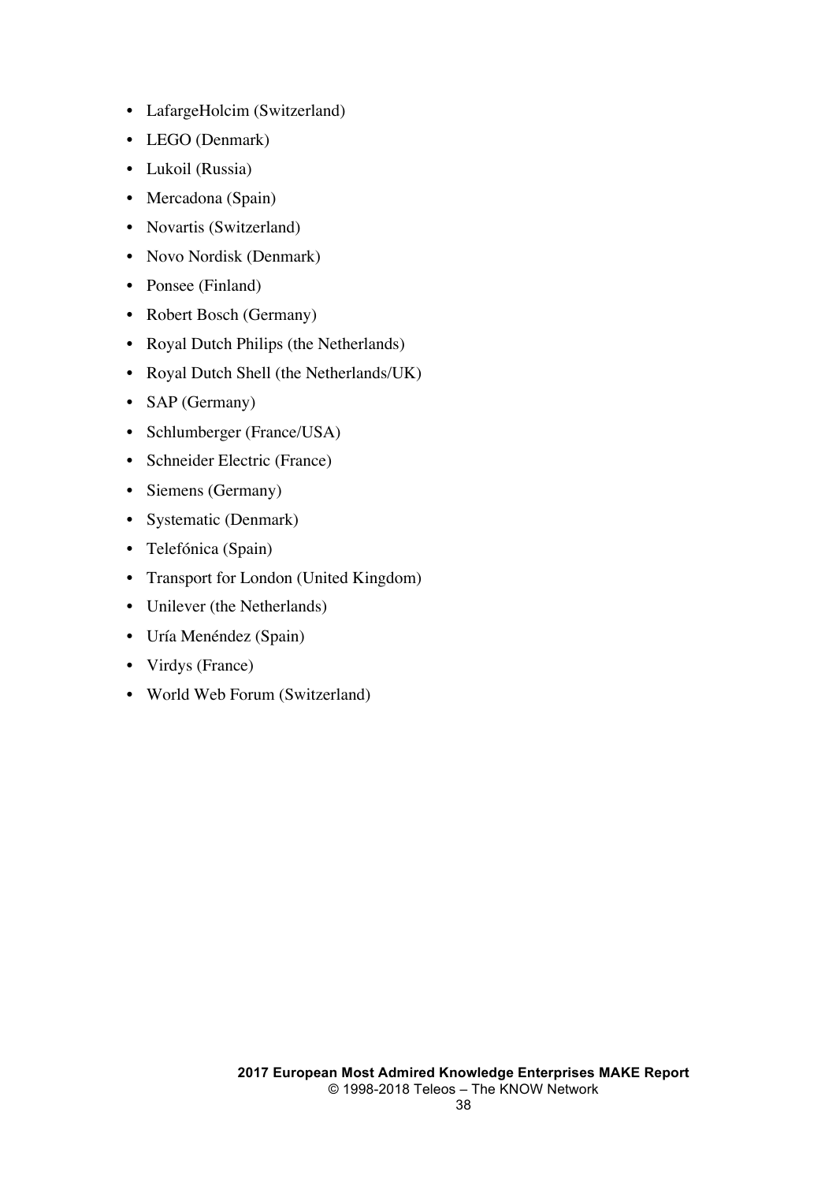- LafargeHolcim (Switzerland)
- LEGO (Denmark)
- Lukoil (Russia)
- Mercadona (Spain)
- Novartis (Switzerland)
- Novo Nordisk (Denmark)
- Ponsee (Finland)
- Robert Bosch (Germany)
- Royal Dutch Philips (the Netherlands)
- Royal Dutch Shell (the Netherlands/UK)
- SAP (Germany)
- Schlumberger (France/USA)
- Schneider Electric (France)
- Siemens (Germany)
- Systematic (Denmark)
- Telefónica (Spain)
- Transport for London (United Kingdom)
- Unilever (the Netherlands)
- Uría Menéndez (Spain)
- Virdys (France)
- World Web Forum (Switzerland)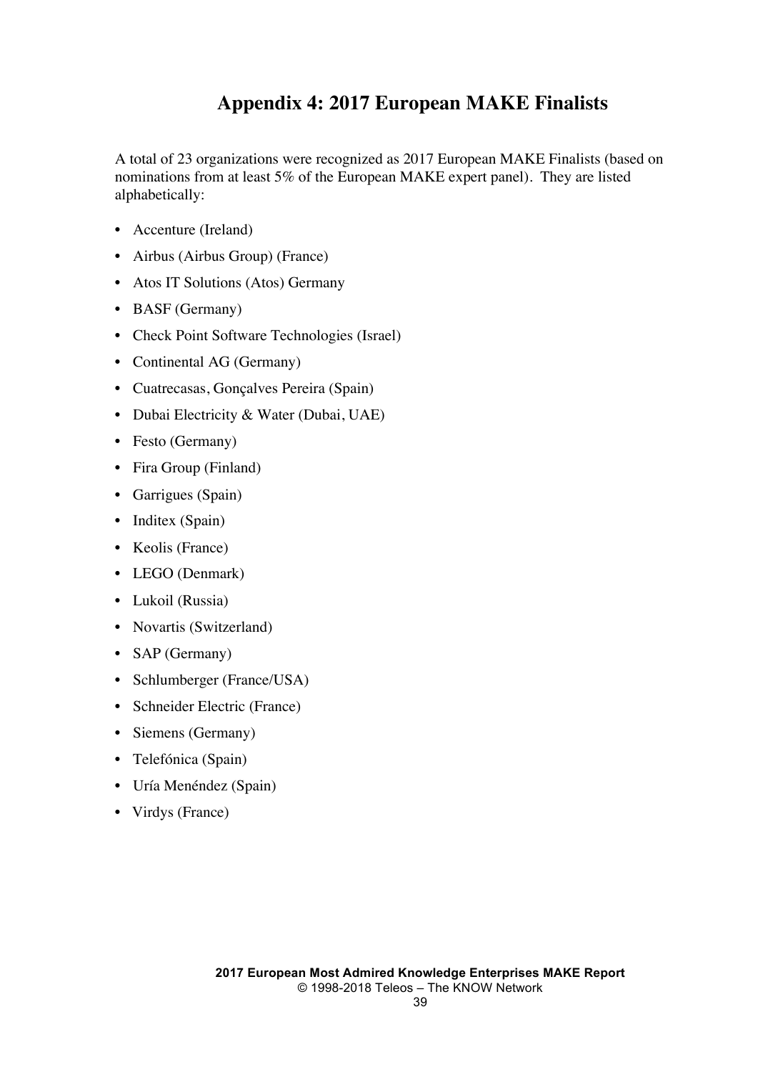# Appendix 4: 2017 European MAKE Finalists

A total of 23 organizations were recognized as 2017 European MAKE Finalists (based on nominations from at least 5% of the European MAKE expert panel). They are listed alphabetically:

- Accenture (Ireland)
- Airbus (Airbus Group) (France)
- Atos IT Solutions (Atos) Germany
- BASF (Germany)
- Check Point Software Technologies (Israel)
- Continental AG (Germany)
- Cuatrecasas, Gonçalves Pereira (Spain)
- Dubai Electricity & Water (Dubai, UAE)
- Festo (Germany)
- Fira Group (Finland)
- Garrigues (Spain)
- Inditex (Spain)
- Keolis (France)
- LEGO (Denmark)
- Lukoil (Russia)
- Novartis (Switzerland)
- SAP (Germany)
- Schlumberger (France/USA)
- Schneider Electric (France)
- Siemens (Germany)
- Telefónica (Spain)
- Uría Menéndez (Spain)
- Virdys (France)